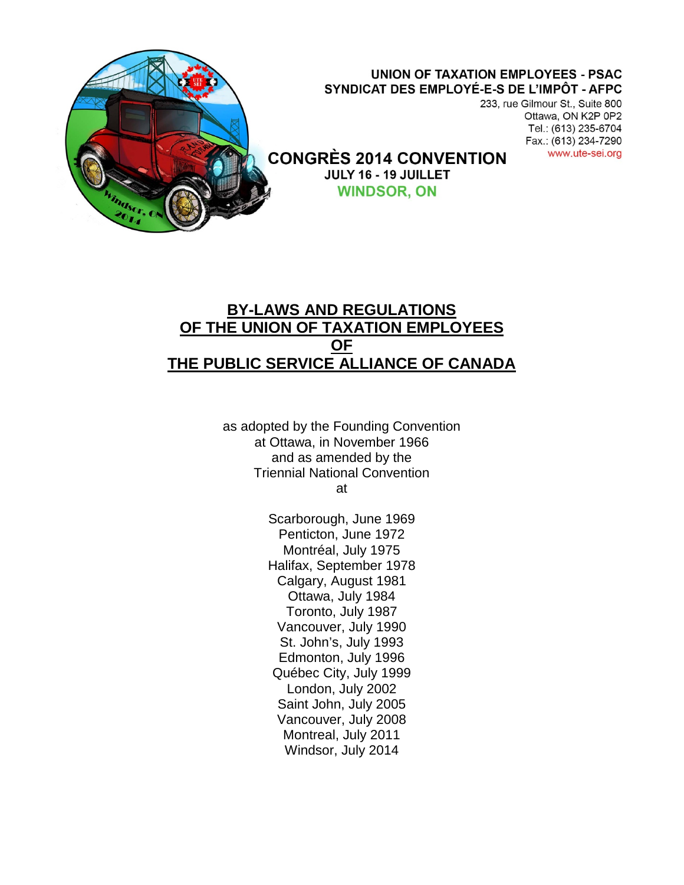**UNION OF TAXATION EMPLOYEES - PSAC**
**SYNDICAT DES EMPLOYÉ-E-S DE L'IMPÔT - AFPC**

233, rue Gilmour St., Suite 800
Ottawa, ON K2P 0P2
Tel.: (613) 235-6704
Fax.: (613) 234-7290
www.ute-sei.org

**CONGRÈS 2014 CONVENTION**
**JULY 16 - 19 JUILLET**
**WINDSOR, ON**

# BY-LAWS AND REGULATIONS OF THE UNION OF TAXATION EMPLOYEES OF THE PUBLIC SERVICE ALLIANCE OF CANADA

as adopted by the Founding Convention
at Ottawa, in November 1966
and as amended by the
Triennial National Convention
at

Scarborough, June 1969
Penticton, June 1972
Montréal, July 1975
Halifax, September 1978
Calgary, August 1981
Ottawa, July 1984
Toronto, July 1987
Vancouver, July 1990
St. John's, July 1993
Edmonton, July 1996
Québec City, July 1999
London, July 2002
Saint John, July 2005
Vancouver, July 2008
Montreal, July 2011
Windsor, July 2014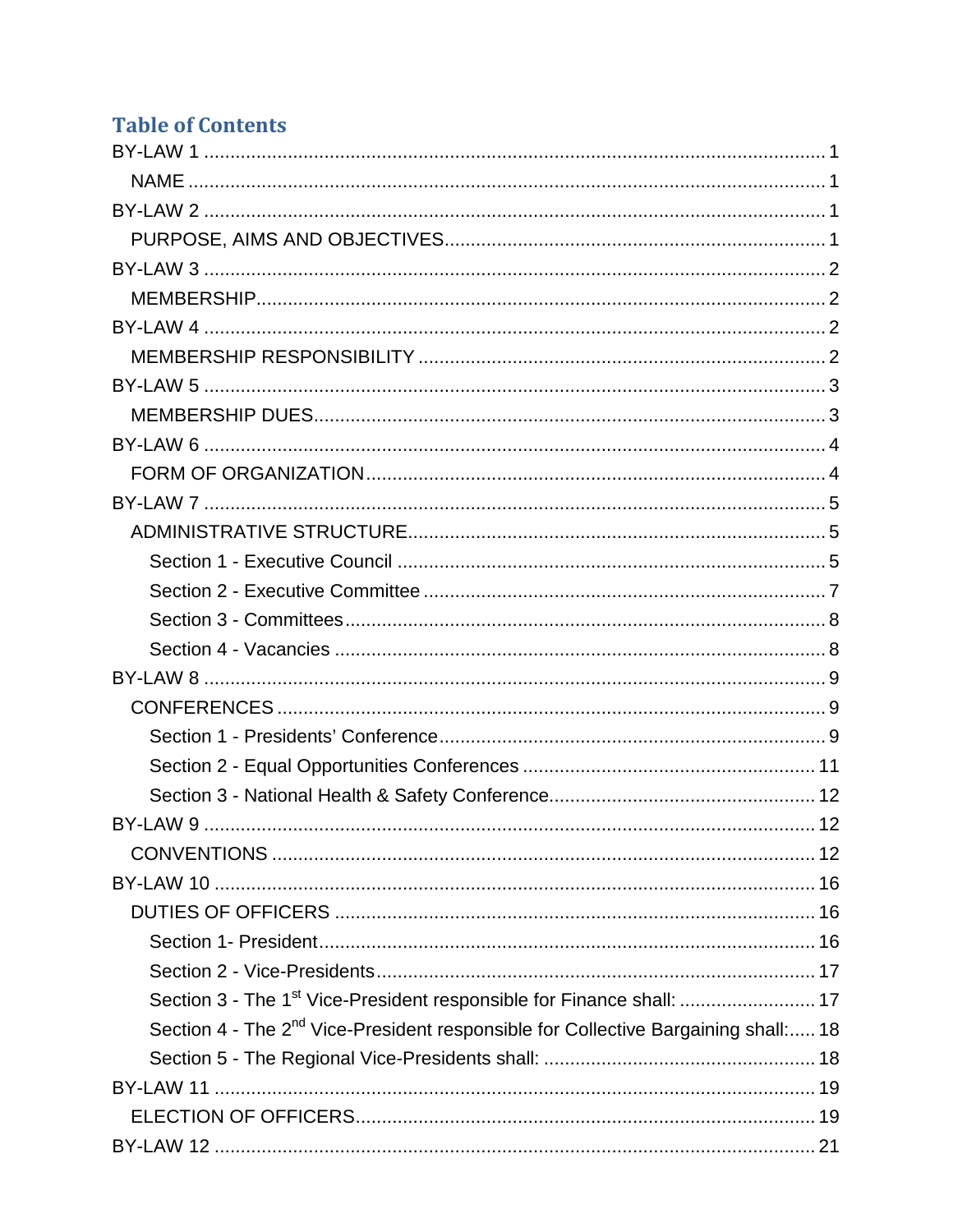## Table of Contents

BY-LAW 1 .................................................................................................................. 1

- NAME .................................................................................................................. 1

BY-LAW 2 .................................................................................................................. 1

- PURPOSE, AIMS AND OBJECTIVES........................................................................ 1

BY-LAW 3 .................................................................................................................. 2

- MEMBERSHIP........................................................................................................ 2

BY-LAW 4 .................................................................................................................. 2

- MEMBERSHIP RESPONSIBILITY ............................................................................ 2

BY-LAW 5 .................................................................................................................. 3

- MEMBERSHIP DUES............................................................................................... 3

BY-LAW 6 .................................................................................................................. 4

- FORM OF ORGANIZATION...................................................................................... 4

BY-LAW 7 .................................................................................................................. 5

- ADMINISTRATIVE STRUCTURE............................................................................... 5
  - Section 1 - Executive Council ................................................................................ 5
  - Section 2 - Executive Committee ............................................................................ 7
  - Section 3 - Committees.......................................................................................... 8
  - Section 4 - Vacancies ............................................................................................ 8

BY-LAW 8 .................................................................................................................. 9

- CONFERENCES ..................................................................................................... 9
  - Section 1 - Presidents' Conference......................................................................... 9
  - Section 2 - Equal Opportunities Conferences ....................................................... 11
  - Section 3 - National Health & Safety Conference.................................................. 12

BY-LAW 9 ................................................................................................................ 12

- CONVENTIONS ................................................................................................... 12

BY-LAW 10 .............................................................................................................. 16

- DUTIES OF OFFICERS ......................................................................................... 16
  - Section 1- President............................................................................................ 16
  - Section 2 - Vice-Presidents.................................................................................. 17
  - Section 3 - The 1st Vice-President responsible for Finance shall: ......................... 17
  - Section 4 - The 2nd Vice-President responsible for Collective Bargaining shall:..... 18
  - Section 5 - The Regional Vice-Presidents shall: .................................................. 18

BY-LAW 11 .............................................................................................................. 19

- ELECTION OF OFFICERS...................................................................................... 19

BY-LAW 12 .............................................................................................................. 21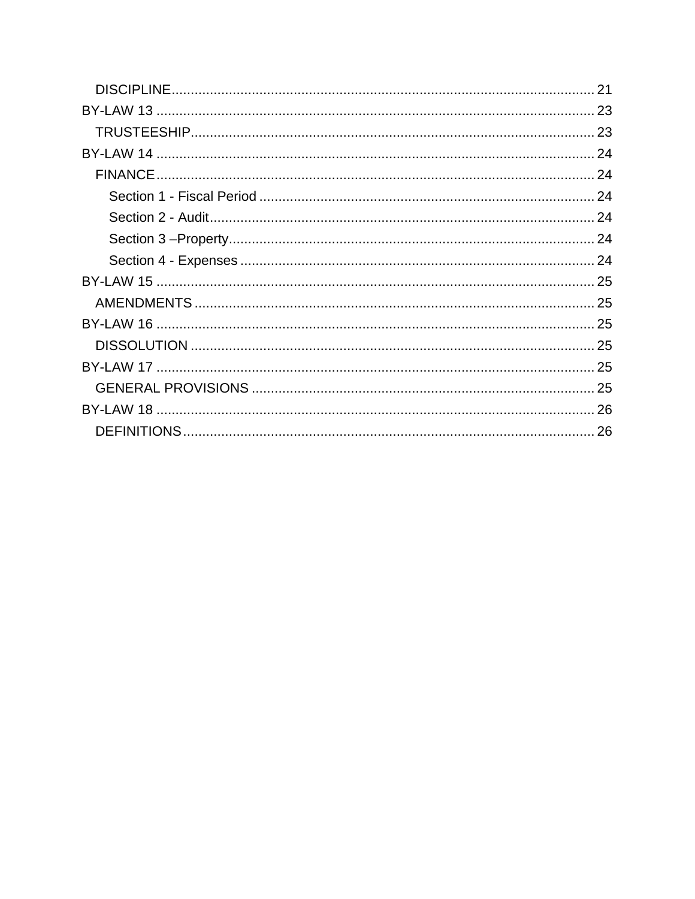- DISCIPLINE .......... 21

BY-LAW 13 .......... 23

- TRUSTEESHIP .......... 23

BY-LAW 14 .......... 24

- FINANCE .......... 24
  - Section 1 - Fiscal Period .......... 24
  - Section 2 - Audit .......... 24
  - Section 3 –Property .......... 24
  - Section 4 - Expenses .......... 24

BY-LAW 15 .......... 25

- AMENDMENTS .......... 25

BY-LAW 16 .......... 25

- DISSOLUTION .......... 25

BY-LAW 17 .......... 25

- GENERAL PROVISIONS .......... 25

BY-LAW 18 .......... 26

- DEFINITIONS .......... 26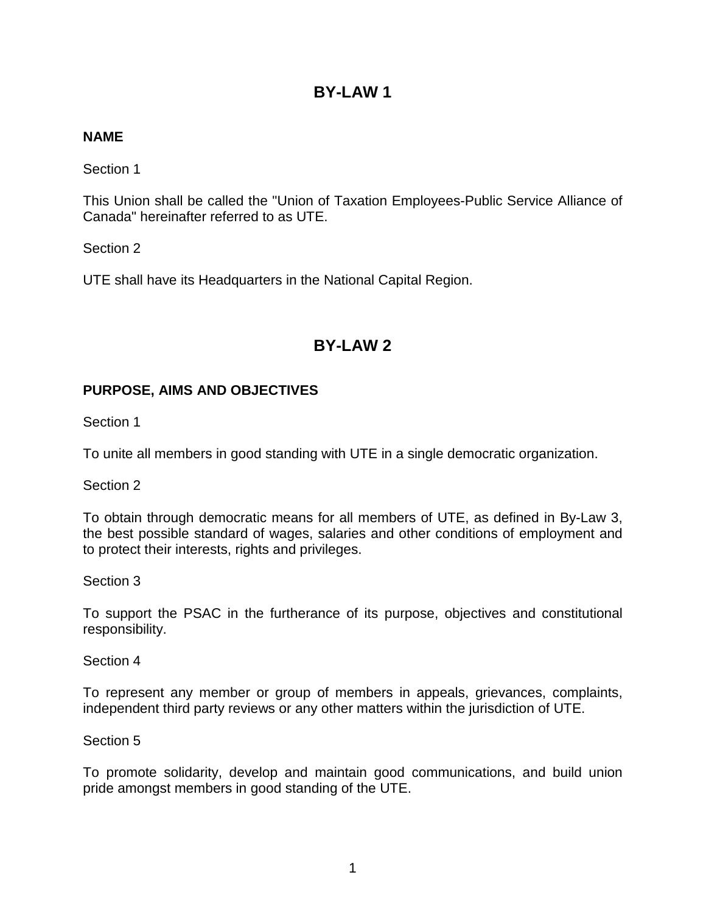# BY-LAW 1

**NAME**

Section 1

This Union shall be called the "Union of Taxation Employees-Public Service Alliance of Canada" hereinafter referred to as UTE.

Section 2

UTE shall have its Headquarters in the National Capital Region.

# BY-LAW 2

**PURPOSE, AIMS AND OBJECTIVES**

Section 1

To unite all members in good standing with UTE in a single democratic organization.

Section 2

To obtain through democratic means for all members of UTE, as defined in By-Law 3, the best possible standard of wages, salaries and other conditions of employment and to protect their interests, rights and privileges.

Section 3

To support the PSAC in the furtherance of its purpose, objectives and constitutional responsibility.

Section 4

To represent any member or group of members in appeals, grievances, complaints, independent third party reviews or any other matters within the jurisdiction of UTE.

Section 5

To promote solidarity, develop and maintain good communications, and build union pride amongst members in good standing of the UTE.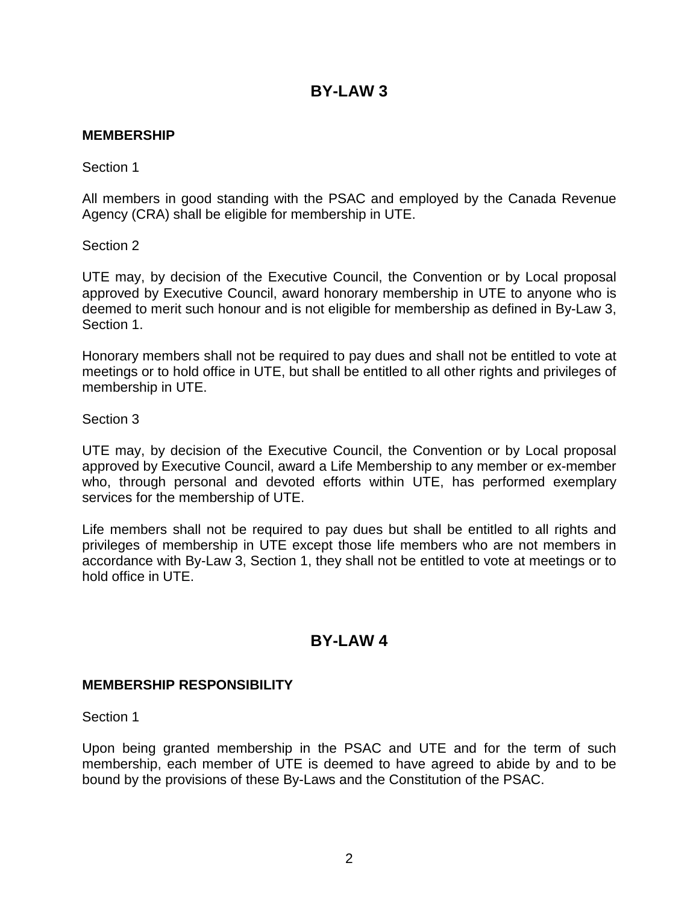# BY-LAW 3

### MEMBERSHIP

Section 1

All members in good standing with the PSAC and employed by the Canada Revenue Agency (CRA) shall be eligible for membership in UTE.

Section 2

UTE may, by decision of the Executive Council, the Convention or by Local proposal approved by Executive Council, award honorary membership in UTE to anyone who is deemed to merit such honour and is not eligible for membership as defined in By-Law 3, Section 1.

Honorary members shall not be required to pay dues and shall not be entitled to vote at meetings or to hold office in UTE, but shall be entitled to all other rights and privileges of membership in UTE.

Section 3

UTE may, by decision of the Executive Council, the Convention or by Local proposal approved by Executive Council, award a Life Membership to any member or ex-member who, through personal and devoted efforts within UTE, has performed exemplary services for the membership of UTE.

Life members shall not be required to pay dues but shall be entitled to all rights and privileges of membership in UTE except those life members who are not members in accordance with By-Law 3, Section 1, they shall not be entitled to vote at meetings or to hold office in UTE.

# BY-LAW 4

### MEMBERSHIP RESPONSIBILITY

Section 1

Upon being granted membership in the PSAC and UTE and for the term of such membership, each member of UTE is deemed to have agreed to abide by and to be bound by the provisions of these By-Laws and the Constitution of the PSAC.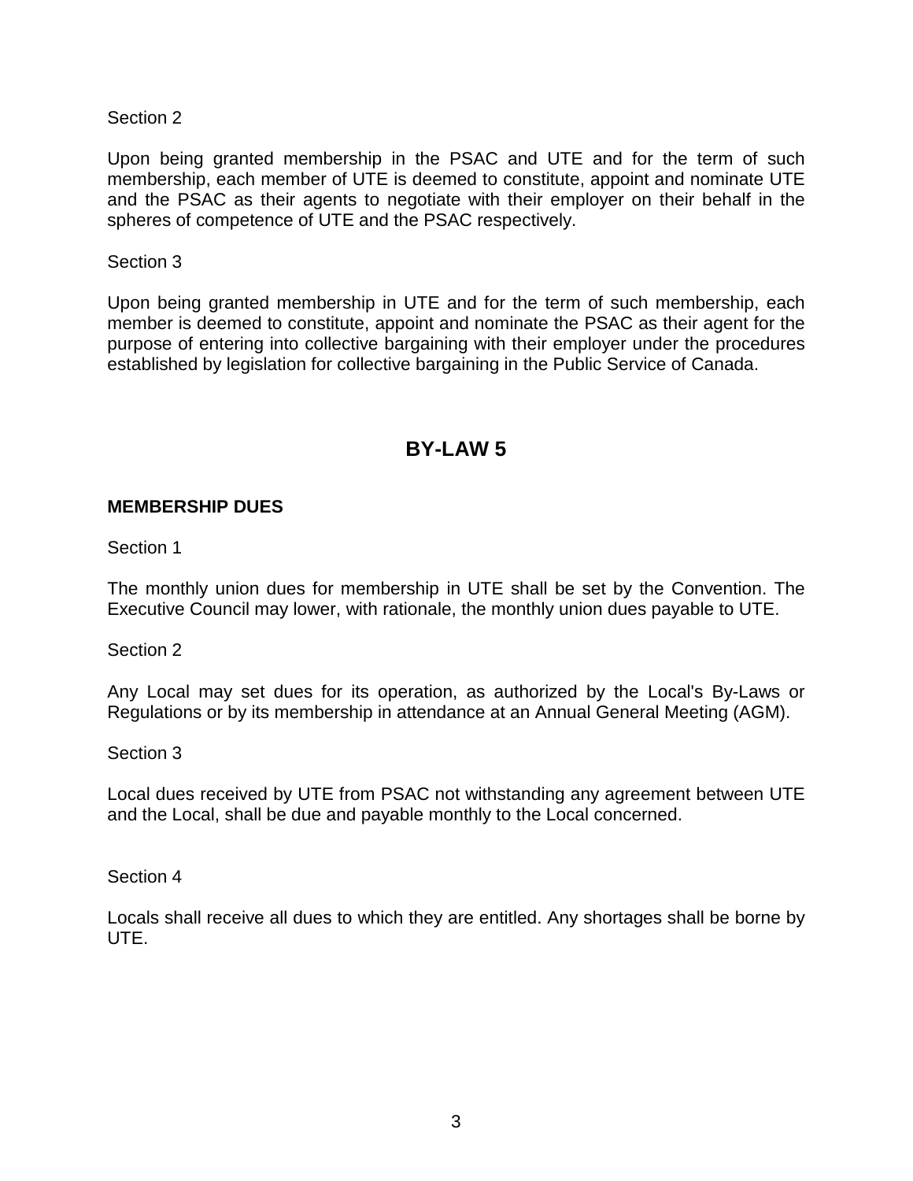Section 2

Upon being granted membership in the PSAC and UTE and for the term of such membership, each member of UTE is deemed to constitute, appoint and nominate UTE and the PSAC as their agents to negotiate with their employer on their behalf in the spheres of competence of UTE and the PSAC respectively.

Section 3

Upon being granted membership in UTE and for the term of such membership, each member is deemed to constitute, appoint and nominate the PSAC as their agent for the purpose of entering into collective bargaining with their employer under the procedures established by legislation for collective bargaining in the Public Service of Canada.

## BY-LAW 5

### MEMBERSHIP DUES

Section 1

The monthly union dues for membership in UTE shall be set by the Convention. The Executive Council may lower, with rationale, the monthly union dues payable to UTE.

Section 2

Any Local may set dues for its operation, as authorized by the Local's By-Laws or Regulations or by its membership in attendance at an Annual General Meeting (AGM).

Section 3

Local dues received by UTE from PSAC not withstanding any agreement between UTE and the Local, shall be due and payable monthly to the Local concerned.

Section 4

Locals shall receive all dues to which they are entitled. Any shortages shall be borne by UTE.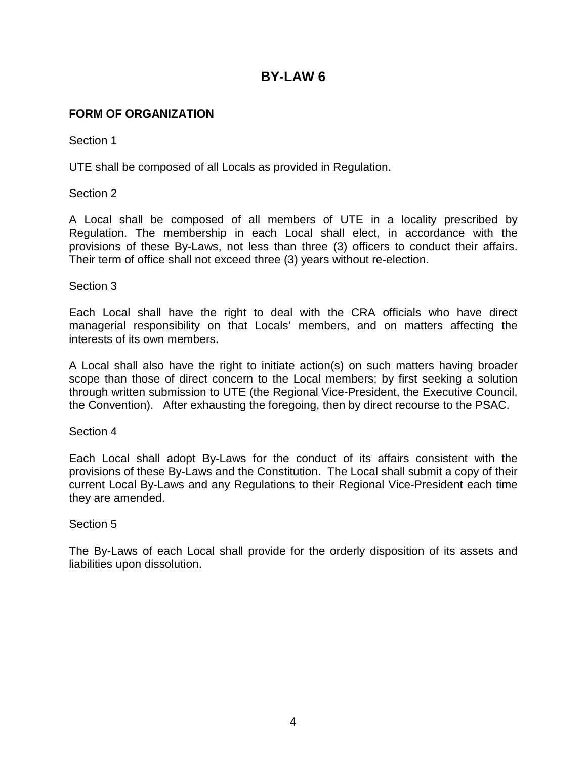# BY-LAW 6

**FORM OF ORGANIZATION**

Section 1

UTE shall be composed of all Locals as provided in Regulation.

Section 2

A Local shall be composed of all members of UTE in a locality prescribed by Regulation. The membership in each Local shall elect, in accordance with the provisions of these By-Laws, not less than three (3) officers to conduct their affairs. Their term of office shall not exceed three (3) years without re-election.

Section 3

Each Local shall have the right to deal with the CRA officials who have direct managerial responsibility on that Locals' members, and on matters affecting the interests of its own members.

A Local shall also have the right to initiate action(s) on such matters having broader scope than those of direct concern to the Local members; by first seeking a solution through written submission to UTE (the Regional Vice-President, the Executive Council, the Convention). After exhausting the foregoing, then by direct recourse to the PSAC.

Section 4

Each Local shall adopt By-Laws for the conduct of its affairs consistent with the provisions of these By-Laws and the Constitution. The Local shall submit a copy of their current Local By-Laws and any Regulations to their Regional Vice-President each time they are amended.

Section 5

The By-Laws of each Local shall provide for the orderly disposition of its assets and liabilities upon dissolution.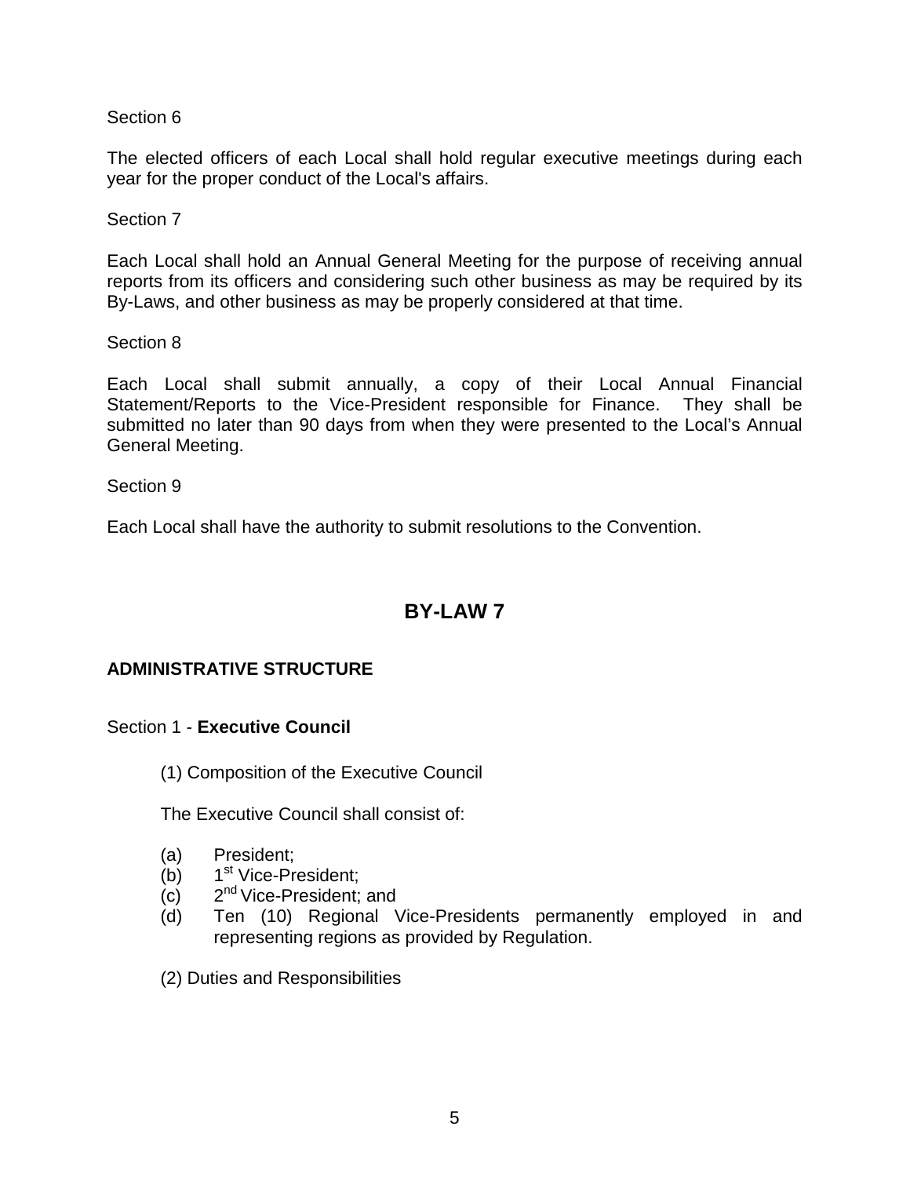Section 6

The elected officers of each Local shall hold regular executive meetings during each year for the proper conduct of the Local's affairs.

Section 7

Each Local shall hold an Annual General Meeting for the purpose of receiving annual reports from its officers and considering such other business as may be required by its By-Laws, and other business as may be properly considered at that time.

Section 8

Each Local shall submit annually, a copy of their Local Annual Financial Statement/Reports to the Vice-President responsible for Finance. They shall be submitted no later than 90 days from when they were presented to the Local's Annual General Meeting.

Section 9

Each Local shall have the authority to submit resolutions to the Convention.

## BY-LAW 7

### ADMINISTRATIVE STRUCTURE

Section 1 - **Executive Council**

(1) Composition of the Executive Council

The Executive Council shall consist of:

(a) President;
(b) 1st Vice-President;
(c) 2nd Vice-President; and
(d) Ten (10) Regional Vice-Presidents permanently employed in and representing regions as provided by Regulation.

(2) Duties and Responsibilities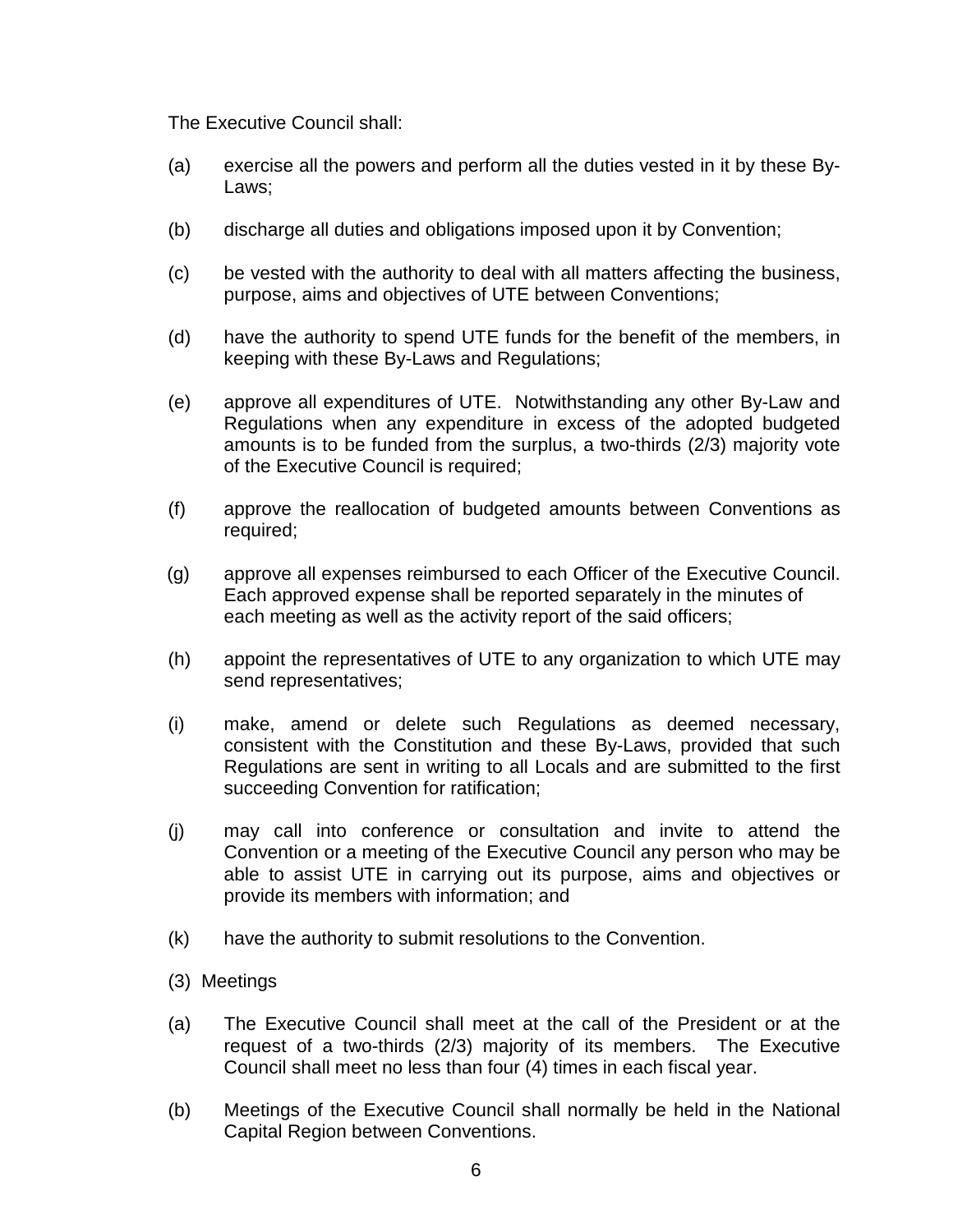The Executive Council shall:

(a) exercise all the powers and perform all the duties vested in it by these By-Laws;

(b) discharge all duties and obligations imposed upon it by Convention;

(c) be vested with the authority to deal with all matters affecting the business, purpose, aims and objectives of UTE between Conventions;

(d) have the authority to spend UTE funds for the benefit of the members, in keeping with these By-Laws and Regulations;

(e) approve all expenditures of UTE. Notwithstanding any other By-Law and Regulations when any expenditure in excess of the adopted budgeted amounts is to be funded from the surplus, a two-thirds (2/3) majority vote of the Executive Council is required;

(f) approve the reallocation of budgeted amounts between Conventions as required;

(g) approve all expenses reimbursed to each Officer of the Executive Council. Each approved expense shall be reported separately in the minutes of each meeting as well as the activity report of the said officers;

(h) appoint the representatives of UTE to any organization to which UTE may send representatives;

(i) make, amend or delete such Regulations as deemed necessary, consistent with the Constitution and these By-Laws, provided that such Regulations are sent in writing to all Locals and are submitted to the first succeeding Convention for ratification;

(j) may call into conference or consultation and invite to attend the Convention or a meeting of the Executive Council any person who may be able to assist UTE in carrying out its purpose, aims and objectives or provide its members with information; and

(k) have the authority to submit resolutions to the Convention.

(3) Meetings

(a) The Executive Council shall meet at the call of the President or at the request of a two-thirds (2/3) majority of its members. The Executive Council shall meet no less than four (4) times in each fiscal year.

(b) Meetings of the Executive Council shall normally be held in the National Capital Region between Conventions.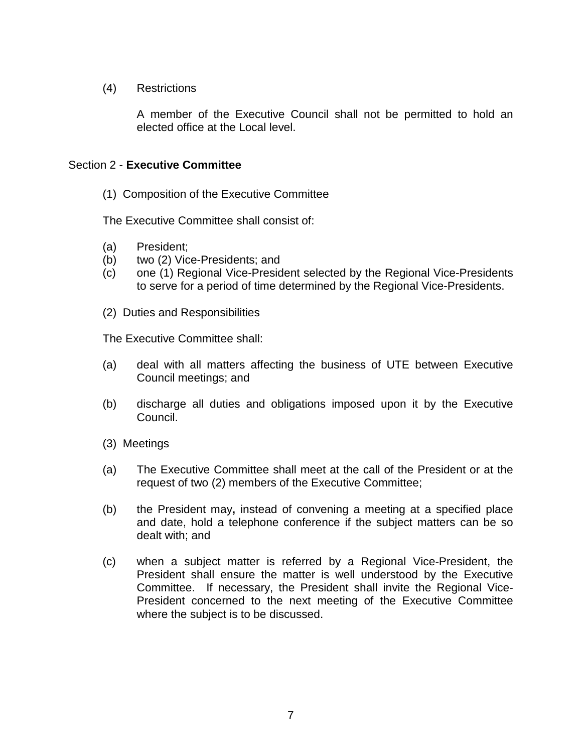(4) Restrictions

A member of the Executive Council shall not be permitted to hold an elected office at the Local level.

## Section 2 - **Executive Committee**

(1) Composition of the Executive Committee

The Executive Committee shall consist of:

(a) President;
(b) two (2) Vice-Presidents; and
(c) one (1) Regional Vice-President selected by the Regional Vice-Presidents to serve for a period of time determined by the Regional Vice-Presidents.

(2) Duties and Responsibilities

The Executive Committee shall:

(a) deal with all matters affecting the business of UTE between Executive Council meetings; and

(b) discharge all duties and obligations imposed upon it by the Executive Council.

(3) Meetings

(a) The Executive Committee shall meet at the call of the President or at the request of two (2) members of the Executive Committee;

(b) the President may**,** instead of convening a meeting at a specified place and date, hold a telephone conference if the subject matters can be so dealt with; and

(c) when a subject matter is referred by a Regional Vice-President, the President shall ensure the matter is well understood by the Executive Committee. If necessary, the President shall invite the Regional Vice-President concerned to the next meeting of the Executive Committee where the subject is to be discussed.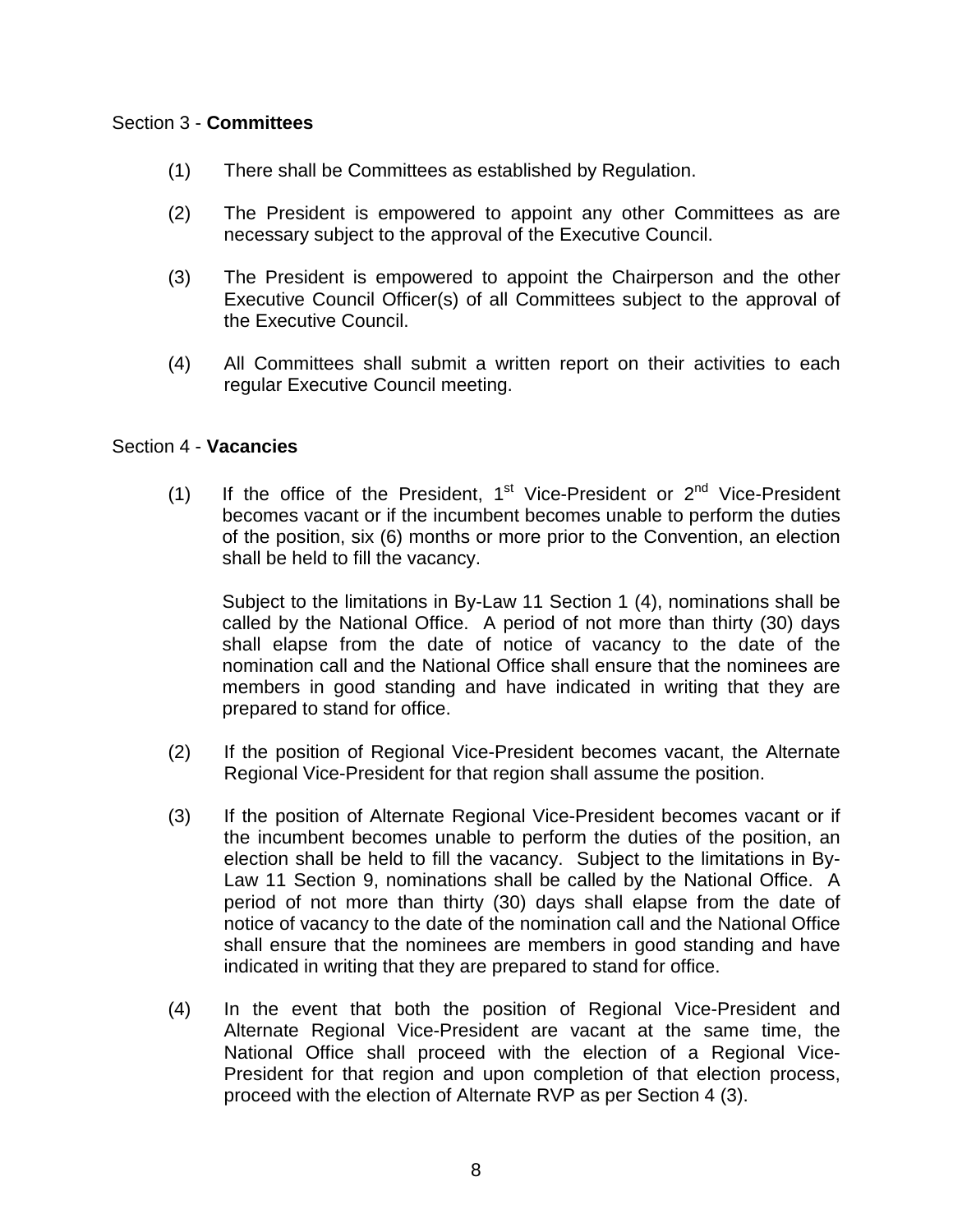Section 3 - **Committees**

(1) There shall be Committees as established by Regulation.

(2) The President is empowered to appoint any other Committees as are necessary subject to the approval of the Executive Council.

(3) The President is empowered to appoint the Chairperson and the other Executive Council Officer(s) of all Committees subject to the approval of the Executive Council.

(4) All Committees shall submit a written report on their activities to each regular Executive Council meeting.

Section 4 - **Vacancies**

(1) If the office of the President, 1st Vice-President or 2nd Vice-President becomes vacant or if the incumbent becomes unable to perform the duties of the position, six (6) months or more prior to the Convention, an election shall be held to fill the vacancy.

Subject to the limitations in By-Law 11 Section 1 (4), nominations shall be called by the National Office. A period of not more than thirty (30) days shall elapse from the date of notice of vacancy to the date of the nomination call and the National Office shall ensure that the nominees are members in good standing and have indicated in writing that they are prepared to stand for office.

(2) If the position of Regional Vice-President becomes vacant, the Alternate Regional Vice-President for that region shall assume the position.

(3) If the position of Alternate Regional Vice-President becomes vacant or if the incumbent becomes unable to perform the duties of the position, an election shall be held to fill the vacancy. Subject to the limitations in By-Law 11 Section 9, nominations shall be called by the National Office. A period of not more than thirty (30) days shall elapse from the date of notice of vacancy to the date of the nomination call and the National Office shall ensure that the nominees are members in good standing and have indicated in writing that they are prepared to stand for office.

(4) In the event that both the position of Regional Vice-President and Alternate Regional Vice-President are vacant at the same time, the National Office shall proceed with the election of a Regional Vice-President for that region and upon completion of that election process, proceed with the election of Alternate RVP as per Section 4 (3).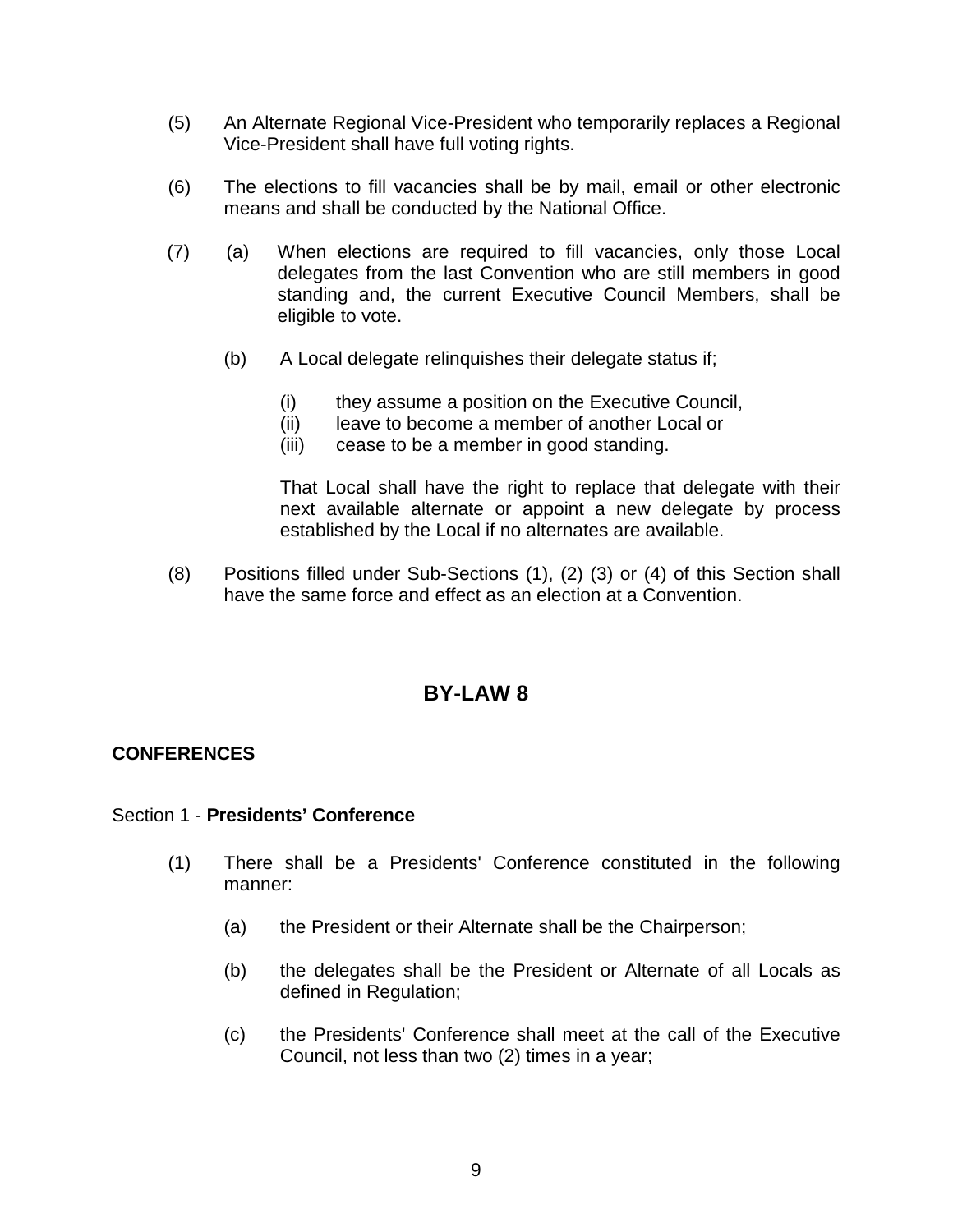(5) An Alternate Regional Vice-President who temporarily replaces a Regional Vice-President shall have full voting rights.

(6) The elections to fill vacancies shall be by mail, email or other electronic means and shall be conducted by the National Office.

(7) (a) When elections are required to fill vacancies, only those Local delegates from the last Convention who are still members in good standing and, the current Executive Council Members, shall be eligible to vote.

(b) A Local delegate relinquishes their delegate status if;

(i) they assume a position on the Executive Council,
(ii) leave to become a member of another Local or
(iii) cease to be a member in good standing.

That Local shall have the right to replace that delegate with their next available alternate or appoint a new delegate by process established by the Local if no alternates are available.

(8) Positions filled under Sub-Sections (1), (2) (3) or (4) of this Section shall have the same force and effect as an election at a Convention.

## BY-LAW 8

### CONFERENCES

Section 1 - **Presidents' Conference**

(1) There shall be a Presidents' Conference constituted in the following manner:

(a) the President or their Alternate shall be the Chairperson;

(b) the delegates shall be the President or Alternate of all Locals as defined in Regulation;

(c) the Presidents' Conference shall meet at the call of the Executive Council, not less than two (2) times in a year;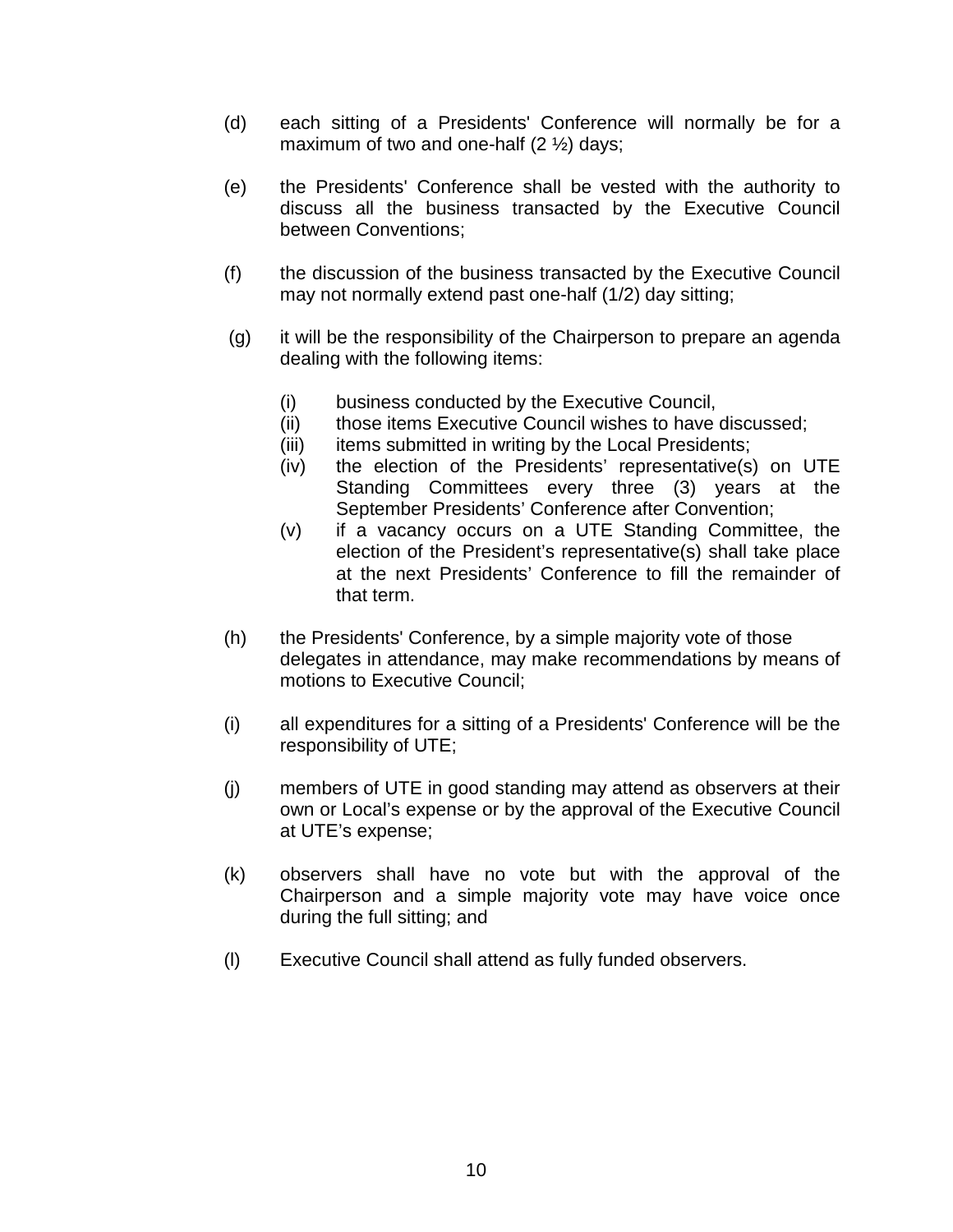(d) each sitting of a Presidents' Conference will normally be for a maximum of two and one-half (2 ½) days;

(e) the Presidents' Conference shall be vested with the authority to discuss all the business transacted by the Executive Council between Conventions;

(f) the discussion of the business transacted by the Executive Council may not normally extend past one-half (1/2) day sitting;

(g) it will be the responsibility of the Chairperson to prepare an agenda dealing with the following items:

   (i) business conducted by the Executive Council,
   (ii) those items Executive Council wishes to have discussed;
   (iii) items submitted in writing by the Local Presidents;
   (iv) the election of the Presidents' representative(s) on UTE Standing Committees every three (3) years at the September Presidents' Conference after Convention;
   (v) if a vacancy occurs on a UTE Standing Committee, the election of the President's representative(s) shall take place at the next Presidents' Conference to fill the remainder of that term.

(h) the Presidents' Conference, by a simple majority vote of those delegates in attendance, may make recommendations by means of motions to Executive Council;

(i) all expenditures for a sitting of a Presidents' Conference will be the responsibility of UTE;

(j) members of UTE in good standing may attend as observers at their own or Local's expense or by the approval of the Executive Council at UTE's expense;

(k) observers shall have no vote but with the approval of the Chairperson and a simple majority vote may have voice once during the full sitting; and

(l) Executive Council shall attend as fully funded observers.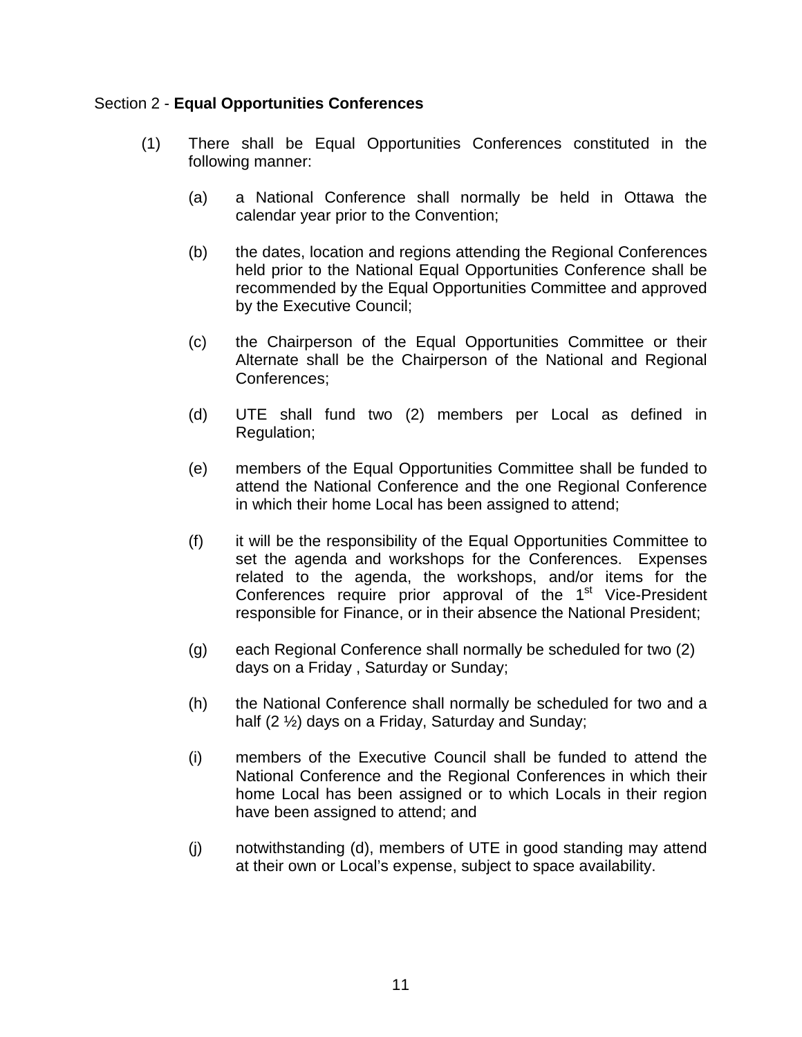Section 2 - **Equal Opportunities Conferences**

(1) There shall be Equal Opportunities Conferences constituted in the following manner:

(a) a National Conference shall normally be held in Ottawa the calendar year prior to the Convention;

(b) the dates, location and regions attending the Regional Conferences held prior to the National Equal Opportunities Conference shall be recommended by the Equal Opportunities Committee and approved by the Executive Council;

(c) the Chairperson of the Equal Opportunities Committee or their Alternate shall be the Chairperson of the National and Regional Conferences;

(d) UTE shall fund two (2) members per Local as defined in Regulation;

(e) members of the Equal Opportunities Committee shall be funded to attend the National Conference and the one Regional Conference in which their home Local has been assigned to attend;

(f) it will be the responsibility of the Equal Opportunities Committee to set the agenda and workshops for the Conferences. Expenses related to the agenda, the workshops, and/or items for the Conferences require prior approval of the 1st Vice-President responsible for Finance, or in their absence the National President;

(g) each Regional Conference shall normally be scheduled for two (2) days on a Friday , Saturday or Sunday;

(h) the National Conference shall normally be scheduled for two and a half (2 ½) days on a Friday, Saturday and Sunday;

(i) members of the Executive Council shall be funded to attend the National Conference and the Regional Conferences in which their home Local has been assigned or to which Locals in their region have been assigned to attend; and

(j) notwithstanding (d), members of UTE in good standing may attend at their own or Local's expense, subject to space availability.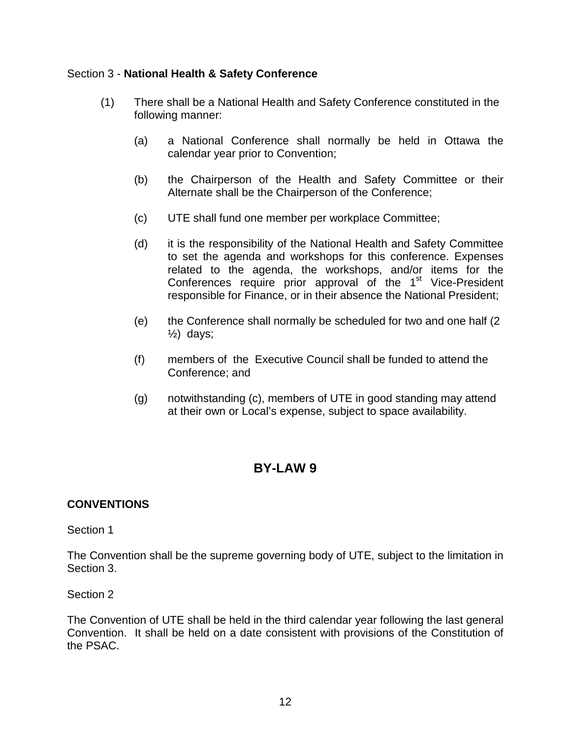Section 3 - **National Health & Safety Conference**

(1) There shall be a National Health and Safety Conference constituted in the following manner:

(a) a National Conference shall normally be held in Ottawa the calendar year prior to Convention;

(b) the Chairperson of the Health and Safety Committee or their Alternate shall be the Chairperson of the Conference;

(c) UTE shall fund one member per workplace Committee;

(d) it is the responsibility of the National Health and Safety Committee to set the agenda and workshops for this conference. Expenses related to the agenda, the workshops, and/or items for the Conferences require prior approval of the 1st Vice-President responsible for Finance, or in their absence the National President;

(e) the Conference shall normally be scheduled for two and one half (2 ½) days;

(f) members of the Executive Council shall be funded to attend the Conference; and

(g) notwithstanding (c), members of UTE in good standing may attend at their own or Local's expense, subject to space availability.

## BY-LAW 9

**CONVENTIONS**

Section 1

The Convention shall be the supreme governing body of UTE, subject to the limitation in Section 3.

Section 2

The Convention of UTE shall be held in the third calendar year following the last general Convention. It shall be held on a date consistent with provisions of the Constitution of the PSAC.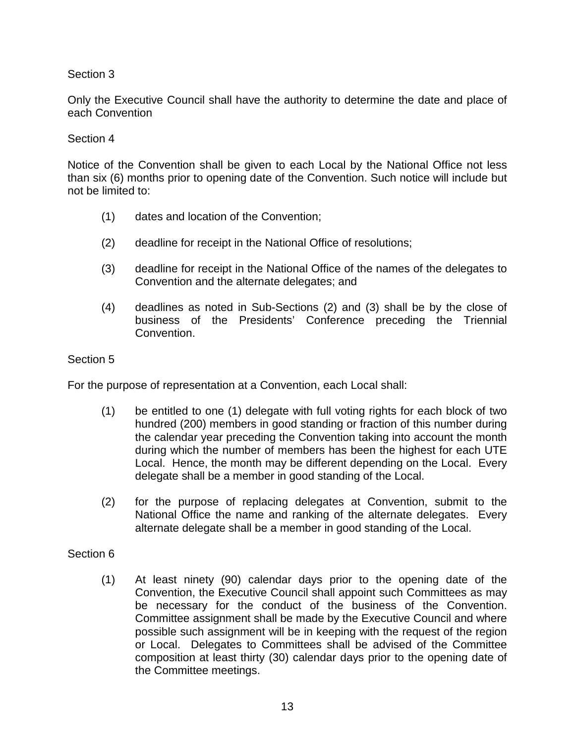Section 3

Only the Executive Council shall have the authority to determine the date and place of each Convention

Section 4

Notice of the Convention shall be given to each Local by the National Office not less than six (6) months prior to opening date of the Convention. Such notice will include but not be limited to:

(1) dates and location of the Convention;

(2) deadline for receipt in the National Office of resolutions;

(3) deadline for receipt in the National Office of the names of the delegates to Convention and the alternate delegates; and

(4) deadlines as noted in Sub-Sections (2) and (3) shall be by the close of business of the Presidents' Conference preceding the Triennial Convention.

Section 5

For the purpose of representation at a Convention, each Local shall:

(1) be entitled to one (1) delegate with full voting rights for each block of two hundred (200) members in good standing or fraction of this number during the calendar year preceding the Convention taking into account the month during which the number of members has been the highest for each UTE Local. Hence, the month may be different depending on the Local. Every delegate shall be a member in good standing of the Local.

(2) for the purpose of replacing delegates at Convention, submit to the National Office the name and ranking of the alternate delegates. Every alternate delegate shall be a member in good standing of the Local.

Section 6

(1) At least ninety (90) calendar days prior to the opening date of the Convention, the Executive Council shall appoint such Committees as may be necessary for the conduct of the business of the Convention. Committee assignment shall be made by the Executive Council and where possible such assignment will be in keeping with the request of the region or Local. Delegates to Committees shall be advised of the Committee composition at least thirty (30) calendar days prior to the opening date of the Committee meetings.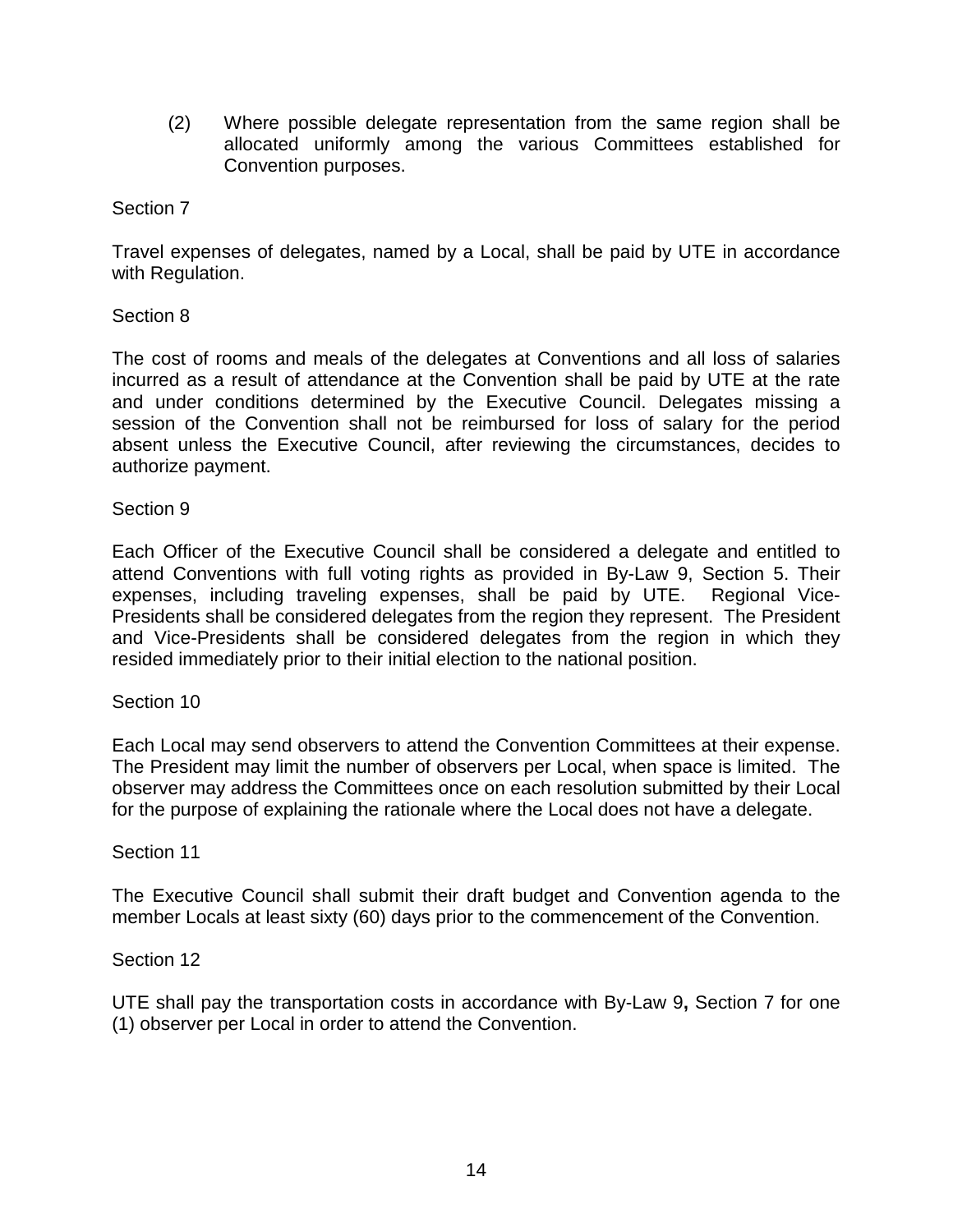(2) Where possible delegate representation from the same region shall be allocated uniformly among the various Committees established for Convention purposes.

Section 7

Travel expenses of delegates, named by a Local, shall be paid by UTE in accordance with Regulation.

Section 8

The cost of rooms and meals of the delegates at Conventions and all loss of salaries incurred as a result of attendance at the Convention shall be paid by UTE at the rate and under conditions determined by the Executive Council. Delegates missing a session of the Convention shall not be reimbursed for loss of salary for the period absent unless the Executive Council, after reviewing the circumstances, decides to authorize payment.

Section 9

Each Officer of the Executive Council shall be considered a delegate and entitled to attend Conventions with full voting rights as provided in By-Law 9, Section 5. Their expenses, including traveling expenses, shall be paid by UTE. Regional Vice-Presidents shall be considered delegates from the region they represent. The President and Vice-Presidents shall be considered delegates from the region in which they resided immediately prior to their initial election to the national position.

Section 10

Each Local may send observers to attend the Convention Committees at their expense. The President may limit the number of observers per Local, when space is limited. The observer may address the Committees once on each resolution submitted by their Local for the purpose of explaining the rationale where the Local does not have a delegate.

Section 11

The Executive Council shall submit their draft budget and Convention agenda to the member Locals at least sixty (60) days prior to the commencement of the Convention.

Section 12

UTE shall pay the transportation costs in accordance with By-Law 9**,** Section 7 for one (1) observer per Local in order to attend the Convention.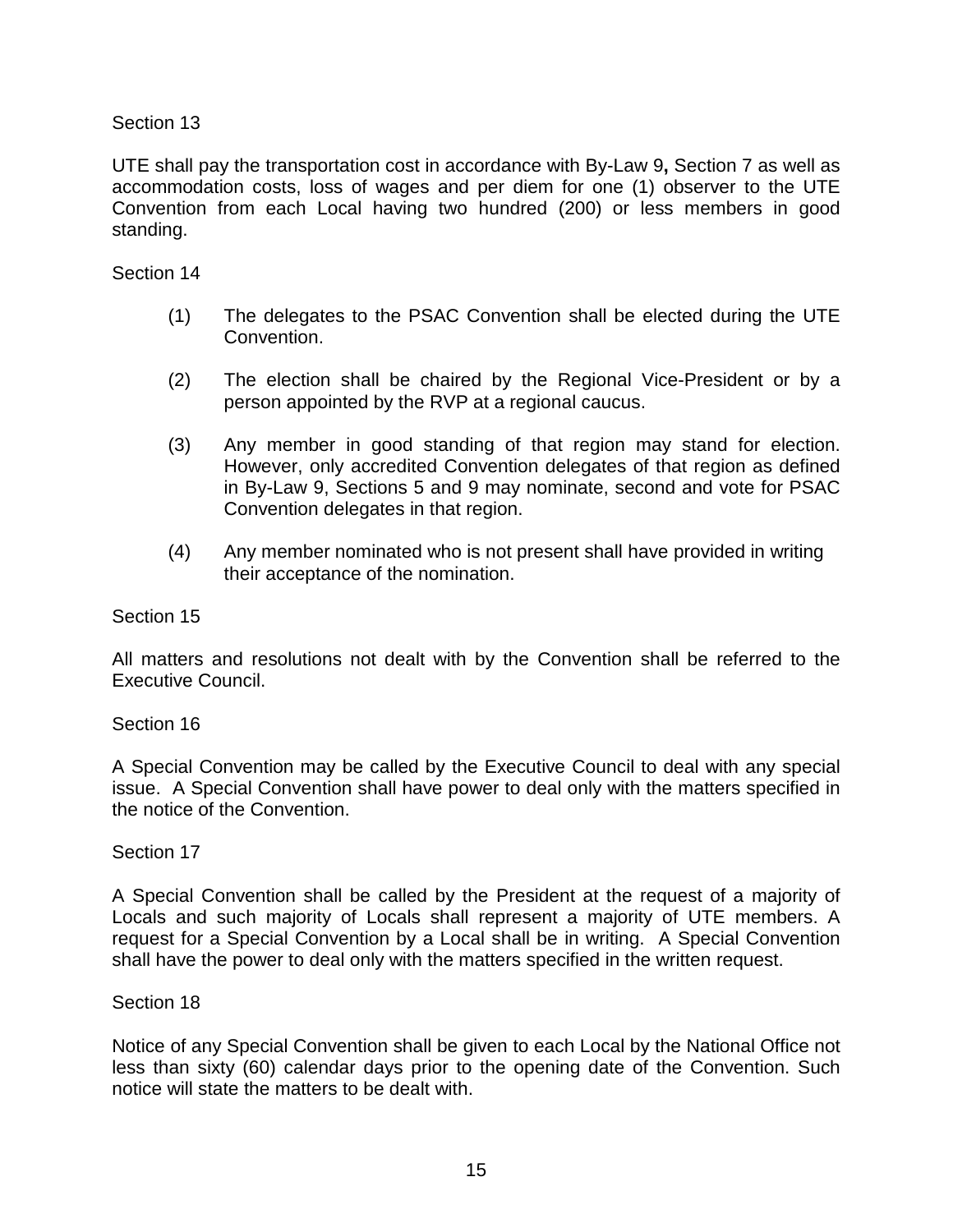Section 13

UTE shall pay the transportation cost in accordance with By-Law 9**,** Section 7 as well as accommodation costs, loss of wages and per diem for one (1) observer to the UTE Convention from each Local having two hundred (200) or less members in good standing.

Section 14

(1) The delegates to the PSAC Convention shall be elected during the UTE Convention.

(2) The election shall be chaired by the Regional Vice-President or by a person appointed by the RVP at a regional caucus.

(3) Any member in good standing of that region may stand for election. However, only accredited Convention delegates of that region as defined in By-Law 9, Sections 5 and 9 may nominate, second and vote for PSAC Convention delegates in that region.

(4) Any member nominated who is not present shall have provided in writing their acceptance of the nomination.

Section 15

All matters and resolutions not dealt with by the Convention shall be referred to the Executive Council.

Section 16

A Special Convention may be called by the Executive Council to deal with any special issue. A Special Convention shall have power to deal only with the matters specified in the notice of the Convention.

Section 17

A Special Convention shall be called by the President at the request of a majority of Locals and such majority of Locals shall represent a majority of UTE members. A request for a Special Convention by a Local shall be in writing. A Special Convention shall have the power to deal only with the matters specified in the written request.

Section 18

Notice of any Special Convention shall be given to each Local by the National Office not less than sixty (60) calendar days prior to the opening date of the Convention. Such notice will state the matters to be dealt with.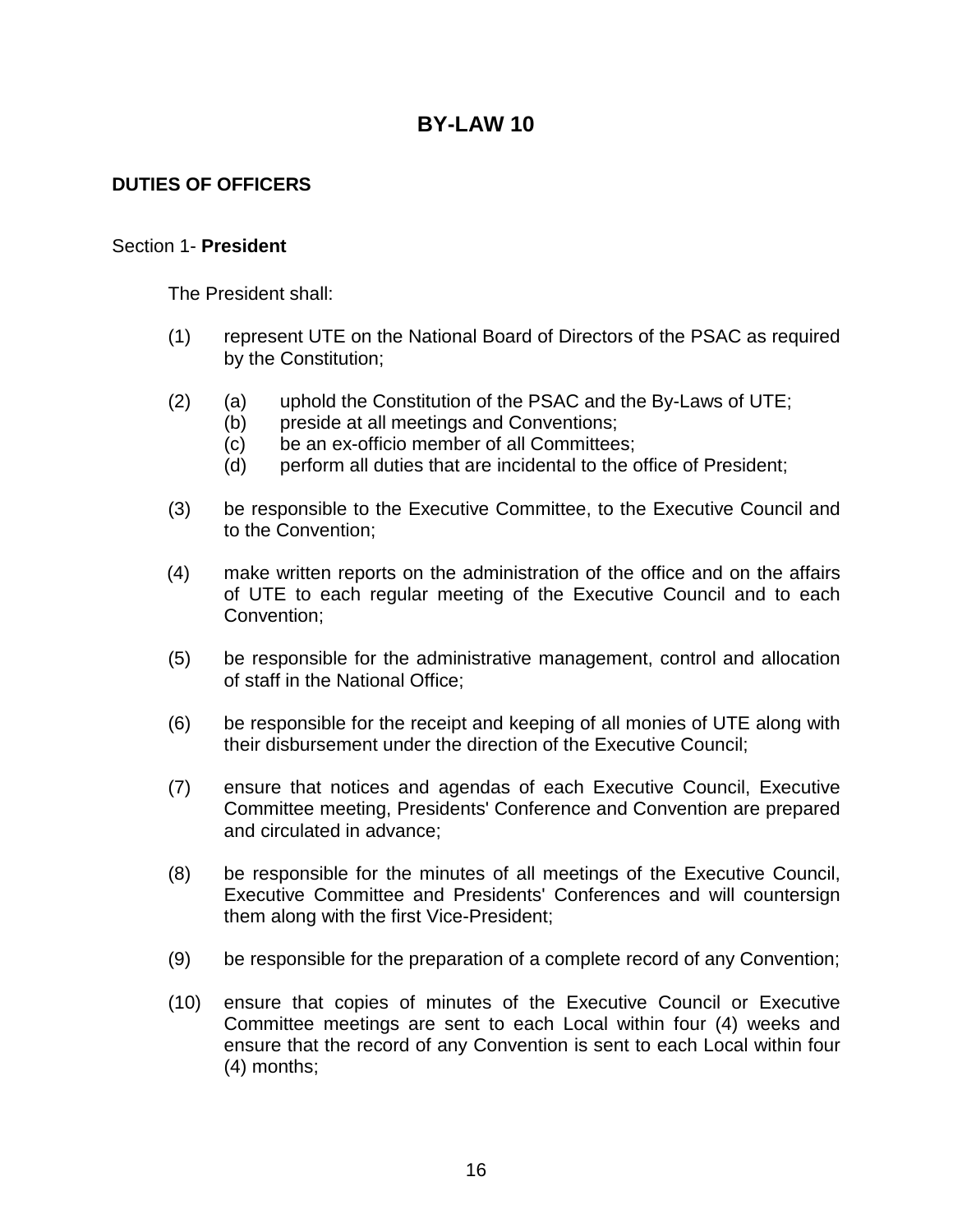# BY-LAW 10

## DUTIES OF OFFICERS

### Section 1- **President**

The President shall:

(1) represent UTE on the National Board of Directors of the PSAC as required by the Constitution;

(2) (a) uphold the Constitution of the PSAC and the By-Laws of UTE;
    (b) preside at all meetings and Conventions;
    (c) be an ex-officio member of all Committees;
    (d) perform all duties that are incidental to the office of President;

(3) be responsible to the Executive Committee, to the Executive Council and to the Convention;

(4) make written reports on the administration of the office and on the affairs of UTE to each regular meeting of the Executive Council and to each Convention;

(5) be responsible for the administrative management, control and allocation of staff in the National Office;

(6) be responsible for the receipt and keeping of all monies of UTE along with their disbursement under the direction of the Executive Council;

(7) ensure that notices and agendas of each Executive Council, Executive Committee meeting, Presidents' Conference and Convention are prepared and circulated in advance;

(8) be responsible for the minutes of all meetings of the Executive Council, Executive Committee and Presidents' Conferences and will countersign them along with the first Vice-President;

(9) be responsible for the preparation of a complete record of any Convention;

(10) ensure that copies of minutes of the Executive Council or Executive Committee meetings are sent to each Local within four (4) weeks and ensure that the record of any Convention is sent to each Local within four (4) months;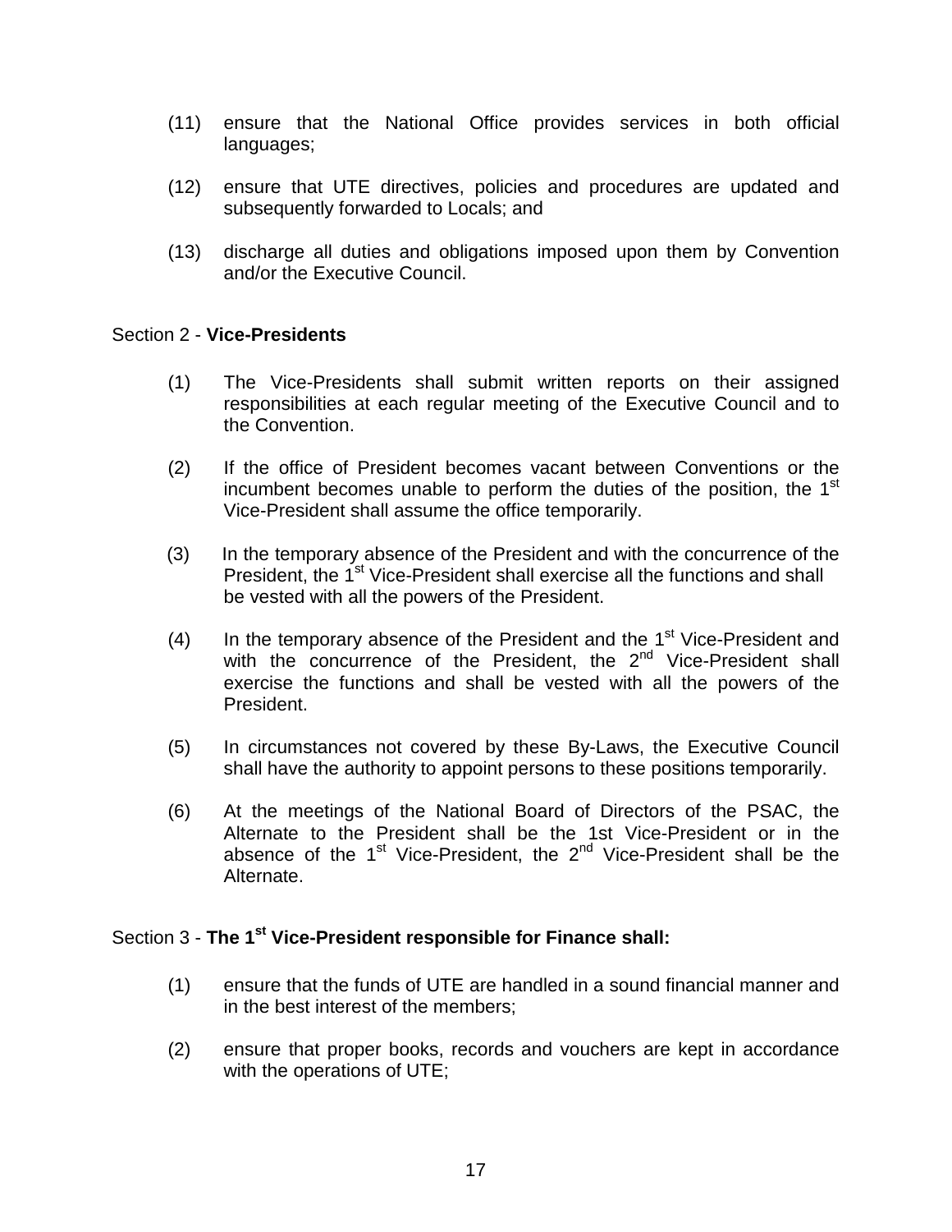(11) ensure that the National Office provides services in both official languages;

(12) ensure that UTE directives, policies and procedures are updated and subsequently forwarded to Locals; and

(13) discharge all duties and obligations imposed upon them by Convention and/or the Executive Council.

Section 2 - **Vice-Presidents**

(1) The Vice-Presidents shall submit written reports on their assigned responsibilities at each regular meeting of the Executive Council and to the Convention.

(2) If the office of President becomes vacant between Conventions or the incumbent becomes unable to perform the duties of the position, the 1st Vice-President shall assume the office temporarily.

(3) In the temporary absence of the President and with the concurrence of the President, the 1st Vice-President shall exercise all the functions and shall be vested with all the powers of the President.

(4) In the temporary absence of the President and the 1st Vice-President and with the concurrence of the President, the 2nd Vice-President shall exercise the functions and shall be vested with all the powers of the President.

(5) In circumstances not covered by these By-Laws, the Executive Council shall have the authority to appoint persons to these positions temporarily.

(6) At the meetings of the National Board of Directors of the PSAC, the Alternate to the President shall be the 1st Vice-President or in the absence of the 1st Vice-President, the 2nd Vice-President shall be the Alternate.

Section 3 - **The 1st Vice-President responsible for Finance shall:**

(1) ensure that the funds of UTE are handled in a sound financial manner and in the best interest of the members;

(2) ensure that proper books, records and vouchers are kept in accordance with the operations of UTE;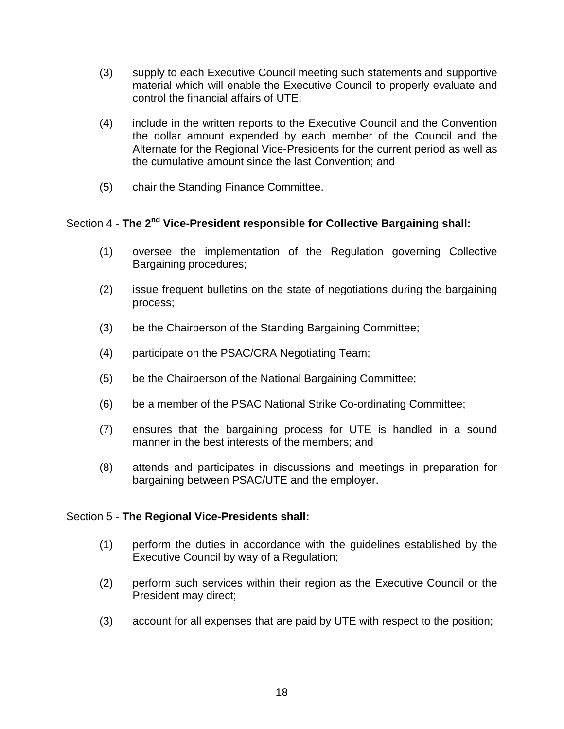(3) supply to each Executive Council meeting such statements and supportive material which will enable the Executive Council to properly evaluate and control the financial affairs of UTE;

(4) include in the written reports to the Executive Council and the Convention the dollar amount expended by each member of the Council and the Alternate for the Regional Vice-Presidents for the current period as well as the cumulative amount since the last Convention; and

(5) chair the Standing Finance Committee.

Section 4 - **The 2nd Vice-President responsible for Collective Bargaining shall:**

(1) oversee the implementation of the Regulation governing Collective Bargaining procedures;

(2) issue frequent bulletins on the state of negotiations during the bargaining process;

(3) be the Chairperson of the Standing Bargaining Committee;

(4) participate on the PSAC/CRA Negotiating Team;

(5) be the Chairperson of the National Bargaining Committee;

(6) be a member of the PSAC National Strike Co-ordinating Committee;

(7) ensures that the bargaining process for UTE is handled in a sound manner in the best interests of the members; and

(8) attends and participates in discussions and meetings in preparation for bargaining between PSAC/UTE and the employer.

Section 5 - **The Regional Vice-Presidents shall:**

(1) perform the duties in accordance with the guidelines established by the Executive Council by way of a Regulation;

(2) perform such services within their region as the Executive Council or the President may direct;

(3) account for all expenses that are paid by UTE with respect to the position;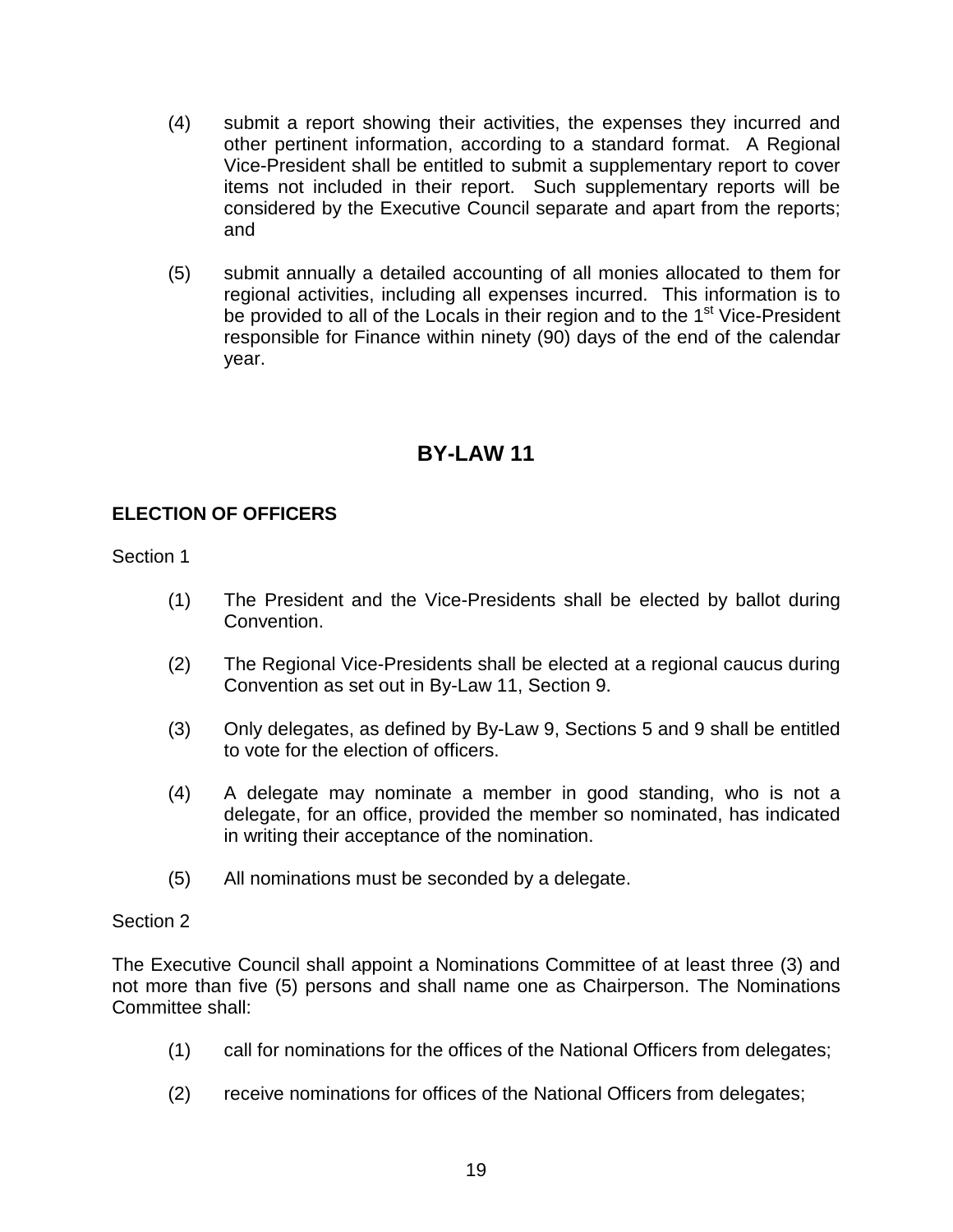(4) submit a report showing their activities, the expenses they incurred and other pertinent information, according to a standard format. A Regional Vice-President shall be entitled to submit a supplementary report to cover items not included in their report. Such supplementary reports will be considered by the Executive Council separate and apart from the reports; and

(5) submit annually a detailed accounting of all monies allocated to them for regional activities, including all expenses incurred. This information is to be provided to all of the Locals in their region and to the 1st Vice-President responsible for Finance within ninety (90) days of the end of the calendar year.

## BY-LAW 11

### ELECTION OF OFFICERS

Section 1

(1) The President and the Vice-Presidents shall be elected by ballot during Convention.

(2) The Regional Vice-Presidents shall be elected at a regional caucus during Convention as set out in By-Law 11, Section 9.

(3) Only delegates, as defined by By-Law 9, Sections 5 and 9 shall be entitled to vote for the election of officers.

(4) A delegate may nominate a member in good standing, who is not a delegate, for an office, provided the member so nominated, has indicated in writing their acceptance of the nomination.

(5) All nominations must be seconded by a delegate.

Section 2

The Executive Council shall appoint a Nominations Committee of at least three (3) and not more than five (5) persons and shall name one as Chairperson. The Nominations Committee shall:

(1) call for nominations for the offices of the National Officers from delegates;

(2) receive nominations for offices of the National Officers from delegates;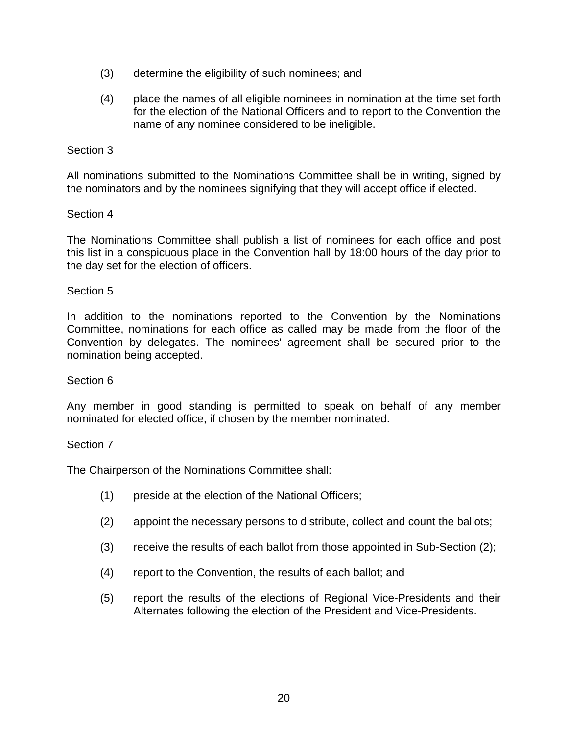(3) determine the eligibility of such nominees; and

(4) place the names of all eligible nominees in nomination at the time set forth for the election of the National Officers and to report to the Convention the name of any nominee considered to be ineligible.

Section 3

All nominations submitted to the Nominations Committee shall be in writing, signed by the nominators and by the nominees signifying that they will accept office if elected.

Section 4

The Nominations Committee shall publish a list of nominees for each office and post this list in a conspicuous place in the Convention hall by 18:00 hours of the day prior to the day set for the election of officers.

Section 5

In addition to the nominations reported to the Convention by the Nominations Committee, nominations for each office as called may be made from the floor of the Convention by delegates. The nominees' agreement shall be secured prior to the nomination being accepted.

Section 6

Any member in good standing is permitted to speak on behalf of any member nominated for elected office, if chosen by the member nominated.

Section 7

The Chairperson of the Nominations Committee shall:

(1) preside at the election of the National Officers;

(2) appoint the necessary persons to distribute, collect and count the ballots;

(3) receive the results of each ballot from those appointed in Sub-Section (2);

(4) report to the Convention, the results of each ballot; and

(5) report the results of the elections of Regional Vice-Presidents and their Alternates following the election of the President and Vice-Presidents.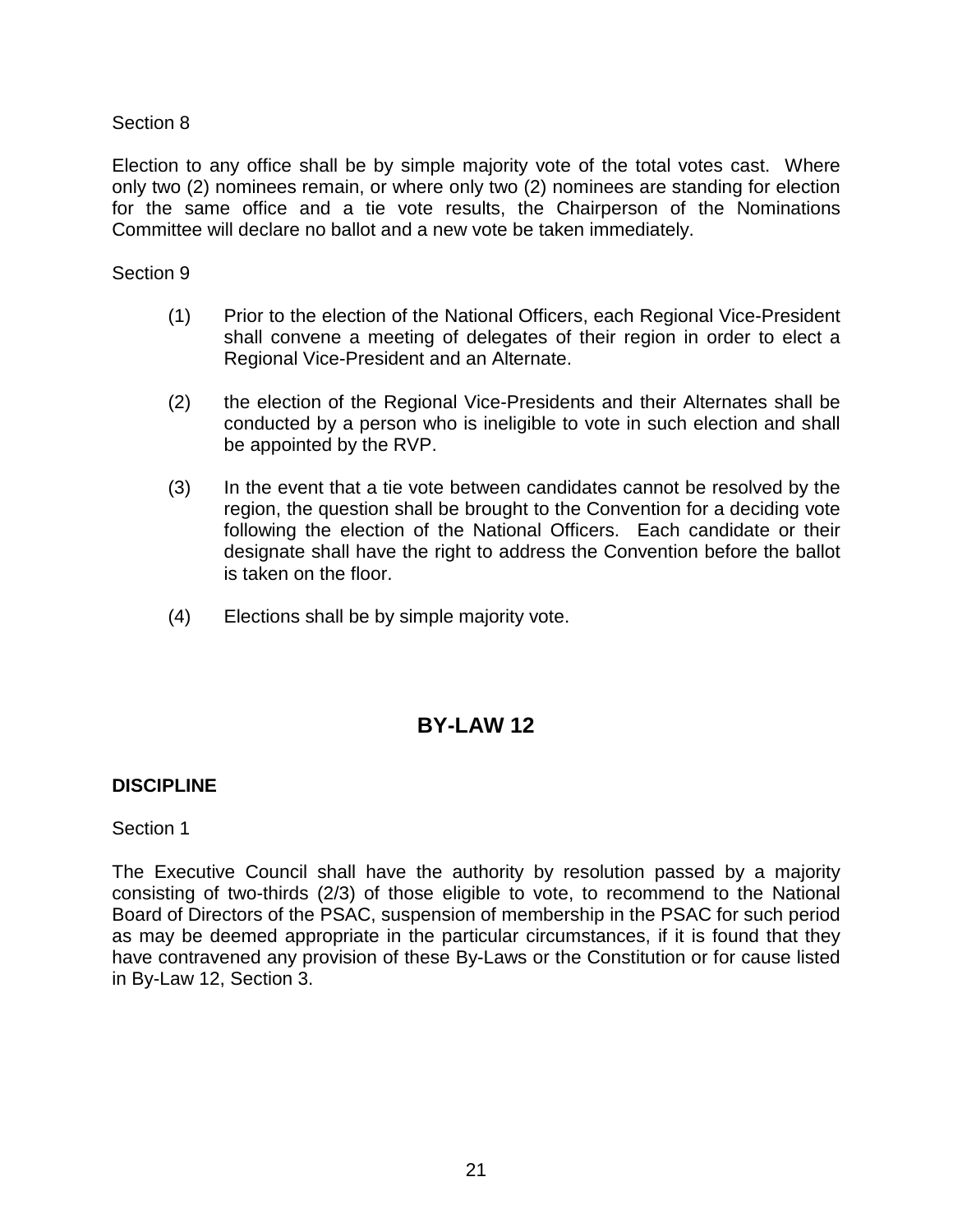Section 8

Election to any office shall be by simple majority vote of the total votes cast. Where only two (2) nominees remain, or where only two (2) nominees are standing for election for the same office and a tie vote results, the Chairperson of the Nominations Committee will declare no ballot and a new vote be taken immediately.

Section 9

(1) Prior to the election of the National Officers, each Regional Vice-President shall convene a meeting of delegates of their region in order to elect a Regional Vice-President and an Alternate.

(2) the election of the Regional Vice-Presidents and their Alternates shall be conducted by a person who is ineligible to vote in such election and shall be appointed by the RVP.

(3) In the event that a tie vote between candidates cannot be resolved by the region, the question shall be brought to the Convention for a deciding vote following the election of the National Officers. Each candidate or their designate shall have the right to address the Convention before the ballot is taken on the floor.

(4) Elections shall be by simple majority vote.

## BY-LAW 12

**DISCIPLINE**

Section 1

The Executive Council shall have the authority by resolution passed by a majority consisting of two-thirds (2/3) of those eligible to vote, to recommend to the National Board of Directors of the PSAC, suspension of membership in the PSAC for such period as may be deemed appropriate in the particular circumstances, if it is found that they have contravened any provision of these By-Laws or the Constitution or for cause listed in By-Law 12, Section 3.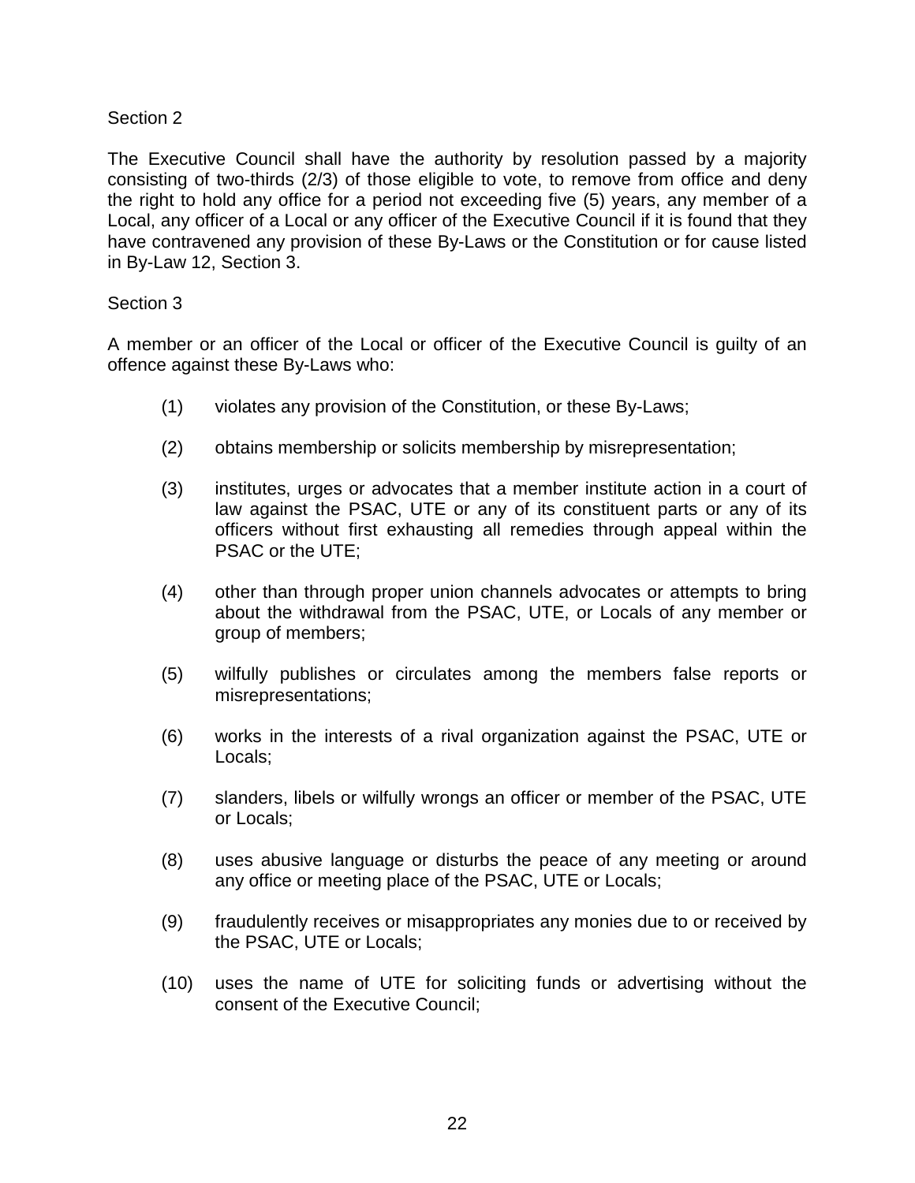Section 2

The Executive Council shall have the authority by resolution passed by a majority consisting of two-thirds (2/3) of those eligible to vote, to remove from office and deny the right to hold any office for a period not exceeding five (5) years, any member of a Local, any officer of a Local or any officer of the Executive Council if it is found that they have contravened any provision of these By-Laws or the Constitution or for cause listed in By-Law 12, Section 3.

Section 3

A member or an officer of the Local or officer of the Executive Council is guilty of an offence against these By-Laws who:

(1) violates any provision of the Constitution, or these By-Laws;

(2) obtains membership or solicits membership by misrepresentation;

(3) institutes, urges or advocates that a member institute action in a court of law against the PSAC, UTE or any of its constituent parts or any of its officers without first exhausting all remedies through appeal within the PSAC or the UTE;

(4) other than through proper union channels advocates or attempts to bring about the withdrawal from the PSAC, UTE, or Locals of any member or group of members;

(5) wilfully publishes or circulates among the members false reports or misrepresentations;

(6) works in the interests of a rival organization against the PSAC, UTE or Locals;

(7) slanders, libels or wilfully wrongs an officer or member of the PSAC, UTE or Locals;

(8) uses abusive language or disturbs the peace of any meeting or around any office or meeting place of the PSAC, UTE or Locals;

(9) fraudulently receives or misappropriates any monies due to or received by the PSAC, UTE or Locals;

(10) uses the name of UTE for soliciting funds or advertising without the consent of the Executive Council;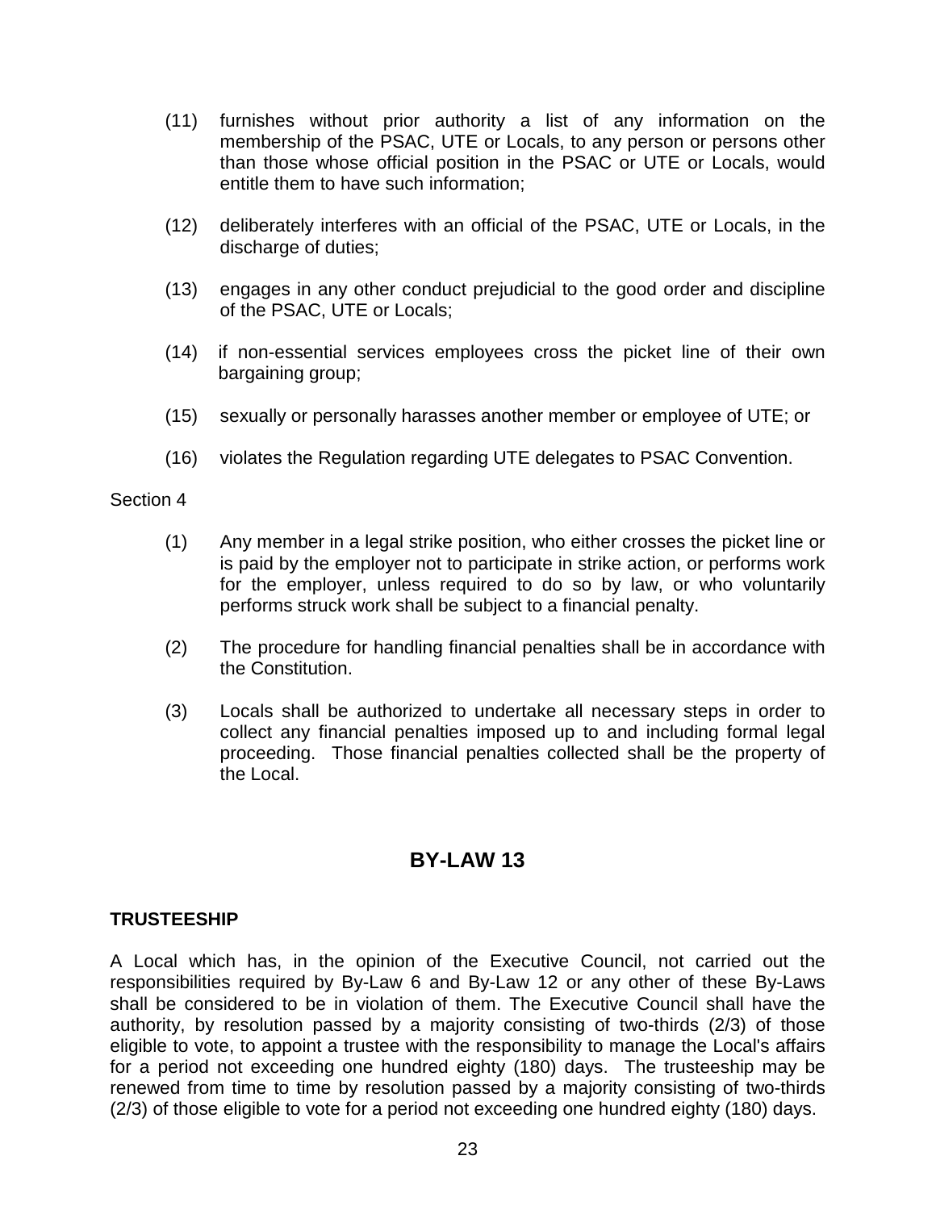(11) furnishes without prior authority a list of any information on the membership of the PSAC, UTE or Locals, to any person or persons other than those whose official position in the PSAC or UTE or Locals, would entitle them to have such information;

(12) deliberately interferes with an official of the PSAC, UTE or Locals, in the discharge of duties;

(13) engages in any other conduct prejudicial to the good order and discipline of the PSAC, UTE or Locals;

(14) if non-essential services employees cross the picket line of their own bargaining group;

(15) sexually or personally harasses another member or employee of UTE; or

(16) violates the Regulation regarding UTE delegates to PSAC Convention.

Section 4

(1) Any member in a legal strike position, who either crosses the picket line or is paid by the employer not to participate in strike action, or performs work for the employer, unless required to do so by law, or who voluntarily performs struck work shall be subject to a financial penalty.

(2) The procedure for handling financial penalties shall be in accordance with the Constitution.

(3) Locals shall be authorized to undertake all necessary steps in order to collect any financial penalties imposed up to and including formal legal proceeding. Those financial penalties collected shall be the property of the Local.

## BY-LAW 13

**TRUSTEESHIP**

A Local which has, in the opinion of the Executive Council, not carried out the responsibilities required by By-Law 6 and By-Law 12 or any other of these By-Laws shall be considered to be in violation of them. The Executive Council shall have the authority, by resolution passed by a majority consisting of two-thirds (2/3) of those eligible to vote, to appoint a trustee with the responsibility to manage the Local's affairs for a period not exceeding one hundred eighty (180) days. The trusteeship may be renewed from time to time by resolution passed by a majority consisting of two-thirds (2/3) of those eligible to vote for a period not exceeding one hundred eighty (180) days.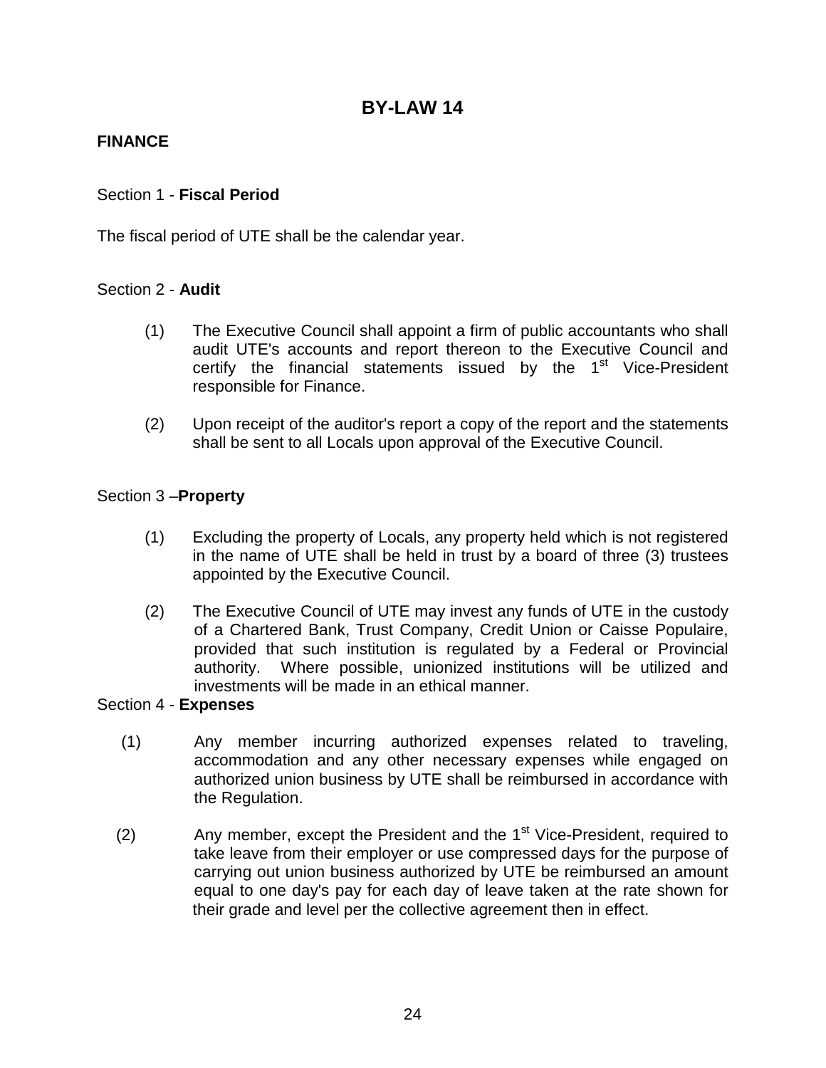# BY-LAW 14

## FINANCE

### Section 1 - **Fiscal Period**

The fiscal period of UTE shall be the calendar year.

### Section 2 - **Audit**

(1) The Executive Council shall appoint a firm of public accountants who shall audit UTE's accounts and report thereon to the Executive Council and certify the financial statements issued by the 1st Vice-President responsible for Finance.

(2) Upon receipt of the auditor's report a copy of the report and the statements shall be sent to all Locals upon approval of the Executive Council.

### Section 3 –**Property**

(1) Excluding the property of Locals, any property held which is not registered in the name of UTE shall be held in trust by a board of three (3) trustees appointed by the Executive Council.

(2) The Executive Council of UTE may invest any funds of UTE in the custody of a Chartered Bank, Trust Company, Credit Union or Caisse Populaire, provided that such institution is regulated by a Federal or Provincial authority. Where possible, unionized institutions will be utilized and investments will be made in an ethical manner.

### Section 4 - **Expenses**

(1) Any member incurring authorized expenses related to traveling, accommodation and any other necessary expenses while engaged on authorized union business by UTE shall be reimbursed in accordance with the Regulation.

(2) Any member, except the President and the 1st Vice-President, required to take leave from their employer or use compressed days for the purpose of carrying out union business authorized by UTE be reimbursed an amount equal to one day's pay for each day of leave taken at the rate shown for their grade and level per the collective agreement then in effect.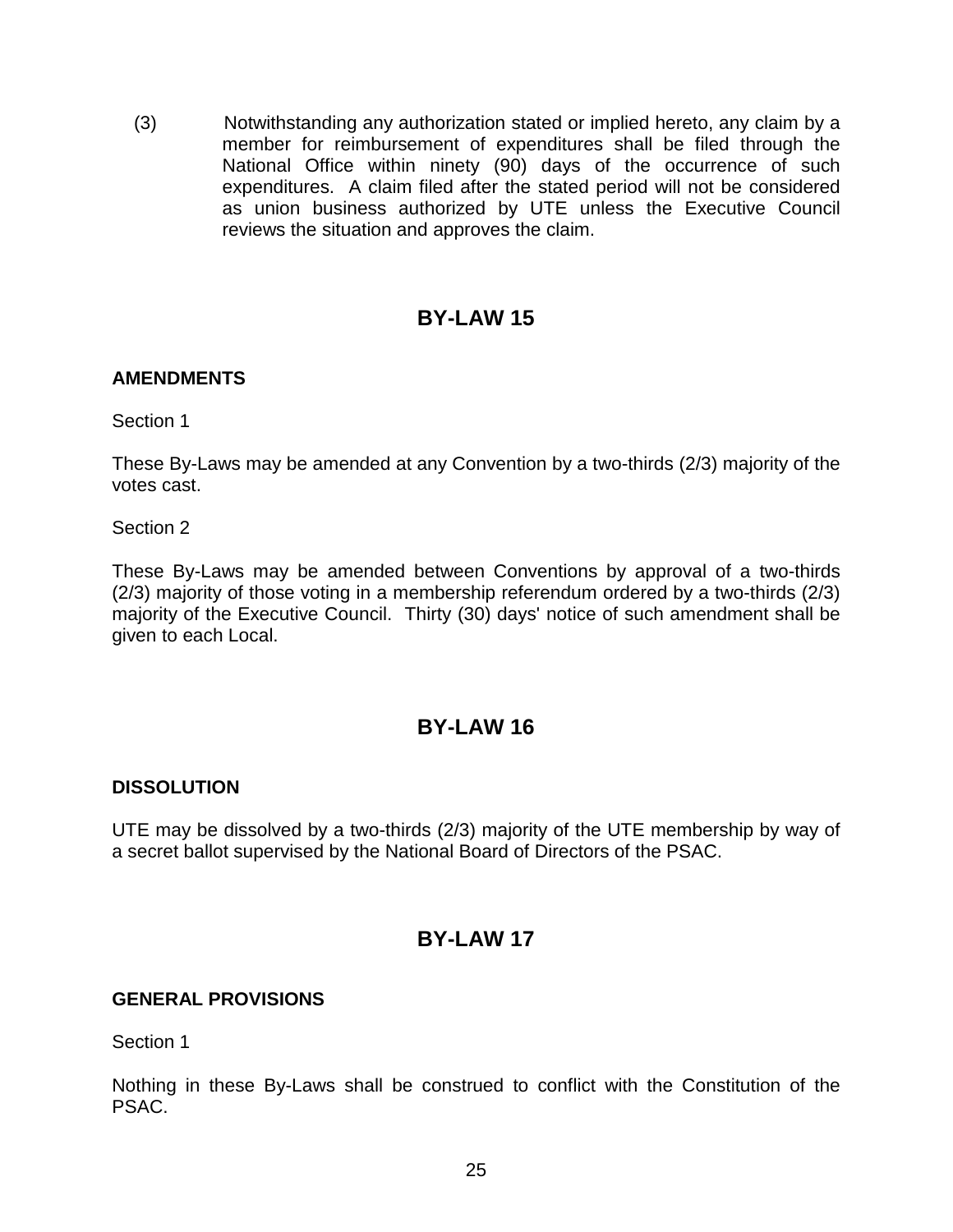(3) Notwithstanding any authorization stated or implied hereto, any claim by a member for reimbursement of expenditures shall be filed through the National Office within ninety (90) days of the occurrence of such expenditures. A claim filed after the stated period will not be considered as union business authorized by UTE unless the Executive Council reviews the situation and approves the claim.

## BY-LAW 15

**AMENDMENTS**

Section 1

These By-Laws may be amended at any Convention by a two-thirds (2/3) majority of the votes cast.

Section 2

These By-Laws may be amended between Conventions by approval of a two-thirds (2/3) majority of those voting in a membership referendum ordered by a two-thirds (2/3) majority of the Executive Council. Thirty (30) days' notice of such amendment shall be given to each Local.

## BY-LAW 16

**DISSOLUTION**

UTE may be dissolved by a two-thirds (2/3) majority of the UTE membership by way of a secret ballot supervised by the National Board of Directors of the PSAC.

## BY-LAW 17

**GENERAL PROVISIONS**

Section 1

Nothing in these By-Laws shall be construed to conflict with the Constitution of the PSAC.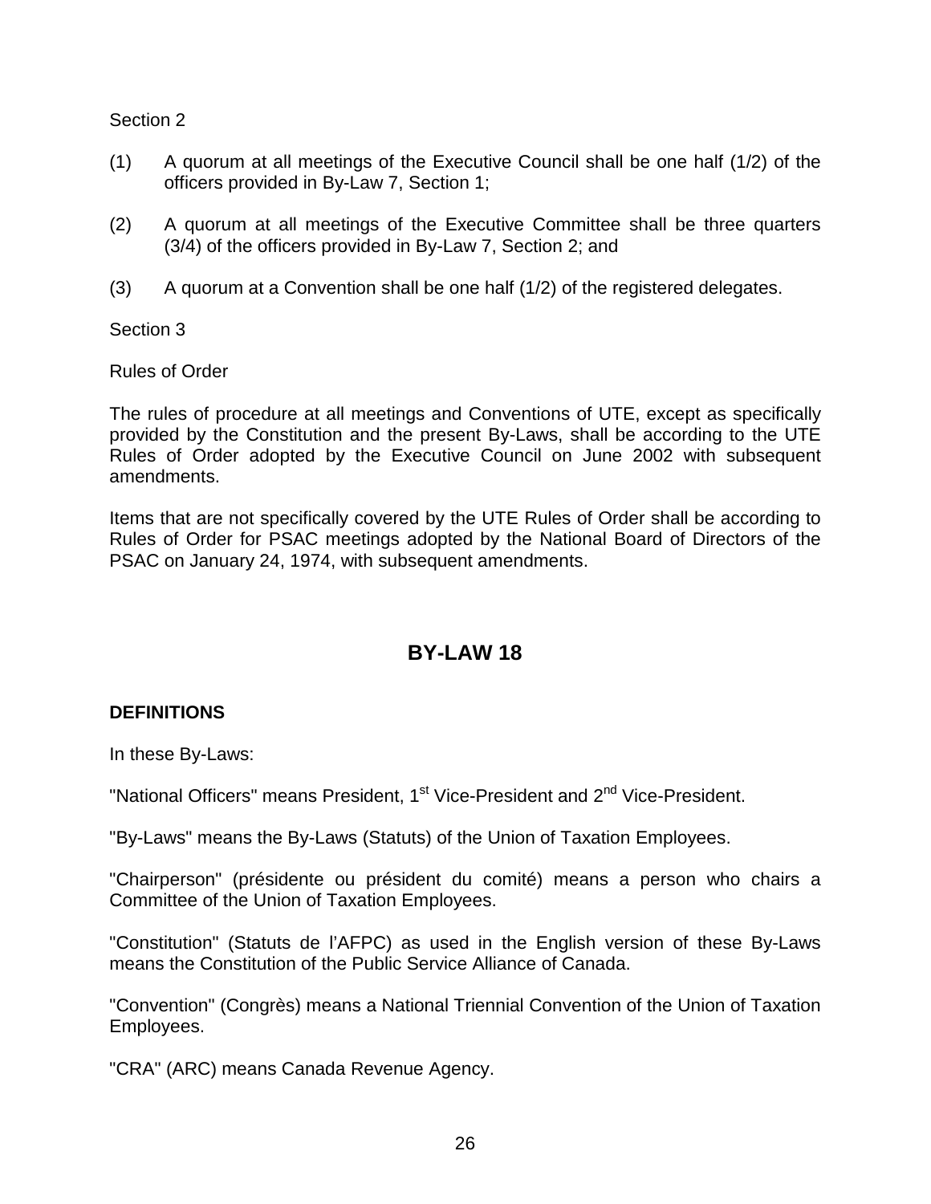Section 2

(1) A quorum at all meetings of the Executive Council shall be one half (1/2) of the officers provided in By-Law 7, Section 1;

(2) A quorum at all meetings of the Executive Committee shall be three quarters (3/4) of the officers provided in By-Law 7, Section 2; and

(3) A quorum at a Convention shall be one half (1/2) of the registered delegates.

Section 3

Rules of Order

The rules of procedure at all meetings and Conventions of UTE, except as specifically provided by the Constitution and the present By-Laws, shall be according to the UTE Rules of Order adopted by the Executive Council on June 2002 with subsequent amendments.

Items that are not specifically covered by the UTE Rules of Order shall be according to Rules of Order for PSAC meetings adopted by the National Board of Directors of the PSAC on January 24, 1974, with subsequent amendments.

## BY-LAW 18

**DEFINITIONS**

In these By-Laws:

"National Officers" means President, 1st Vice-President and 2nd Vice-President.

"By-Laws" means the By-Laws (Statuts) of the Union of Taxation Employees.

"Chairperson" (présidente ou président du comité) means a person who chairs a Committee of the Union of Taxation Employees.

"Constitution" (Statuts de l'AFPC) as used in the English version of these By-Laws means the Constitution of the Public Service Alliance of Canada.

"Convention" (Congrès) means a National Triennial Convention of the Union of Taxation Employees.

"CRA" (ARC) means Canada Revenue Agency.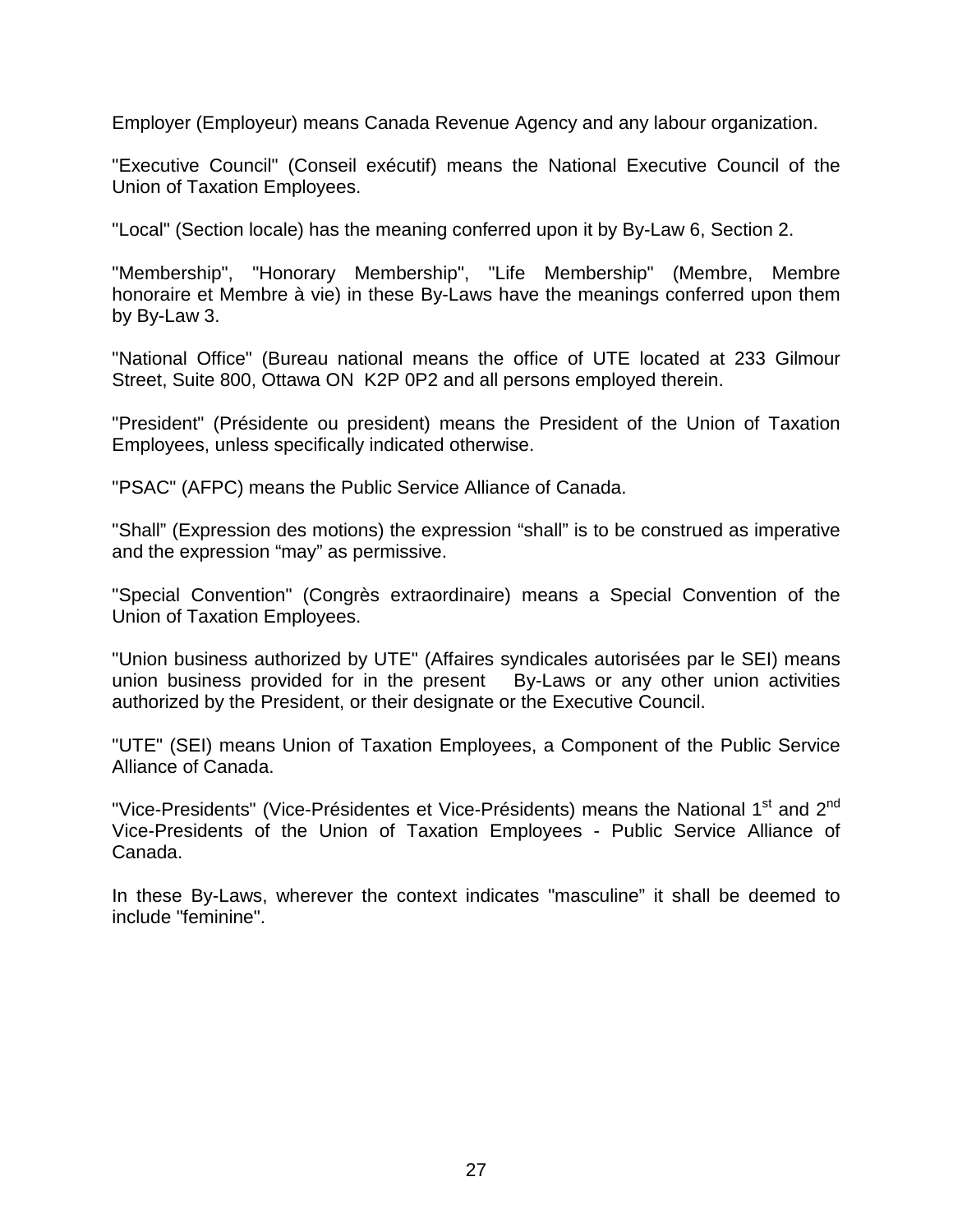Employer (Employeur) means Canada Revenue Agency and any labour organization.

"Executive Council" (Conseil exécutif) means the National Executive Council of the Union of Taxation Employees.

"Local" (Section locale) has the meaning conferred upon it by By-Law 6, Section 2.

"Membership", "Honorary Membership", "Life Membership" (Membre, Membre honoraire et Membre à vie) in these By-Laws have the meanings conferred upon them by By-Law 3.

"National Office" (Bureau national means the office of UTE located at 233 Gilmour Street, Suite 800, Ottawa ON K2P 0P2 and all persons employed therein.

"President" (Présidente ou president) means the President of the Union of Taxation Employees, unless specifically indicated otherwise.

"PSAC" (AFPC) means the Public Service Alliance of Canada.

"Shall" (Expression des motions) the expression "shall" is to be construed as imperative and the expression "may" as permissive.

"Special Convention" (Congrès extraordinaire) means a Special Convention of the Union of Taxation Employees.

"Union business authorized by UTE" (Affaires syndicales autorisées par le SEI) means union business provided for in the present By-Laws or any other union activities authorized by the President, or their designate or the Executive Council.

"UTE" (SEI) means Union of Taxation Employees, a Component of the Public Service Alliance of Canada.

"Vice-Presidents" (Vice-Présidentes et Vice-Présidents) means the National 1st and 2nd Vice-Presidents of the Union of Taxation Employees - Public Service Alliance of Canada.

In these By-Laws, wherever the context indicates "masculine" it shall be deemed to include "feminine".